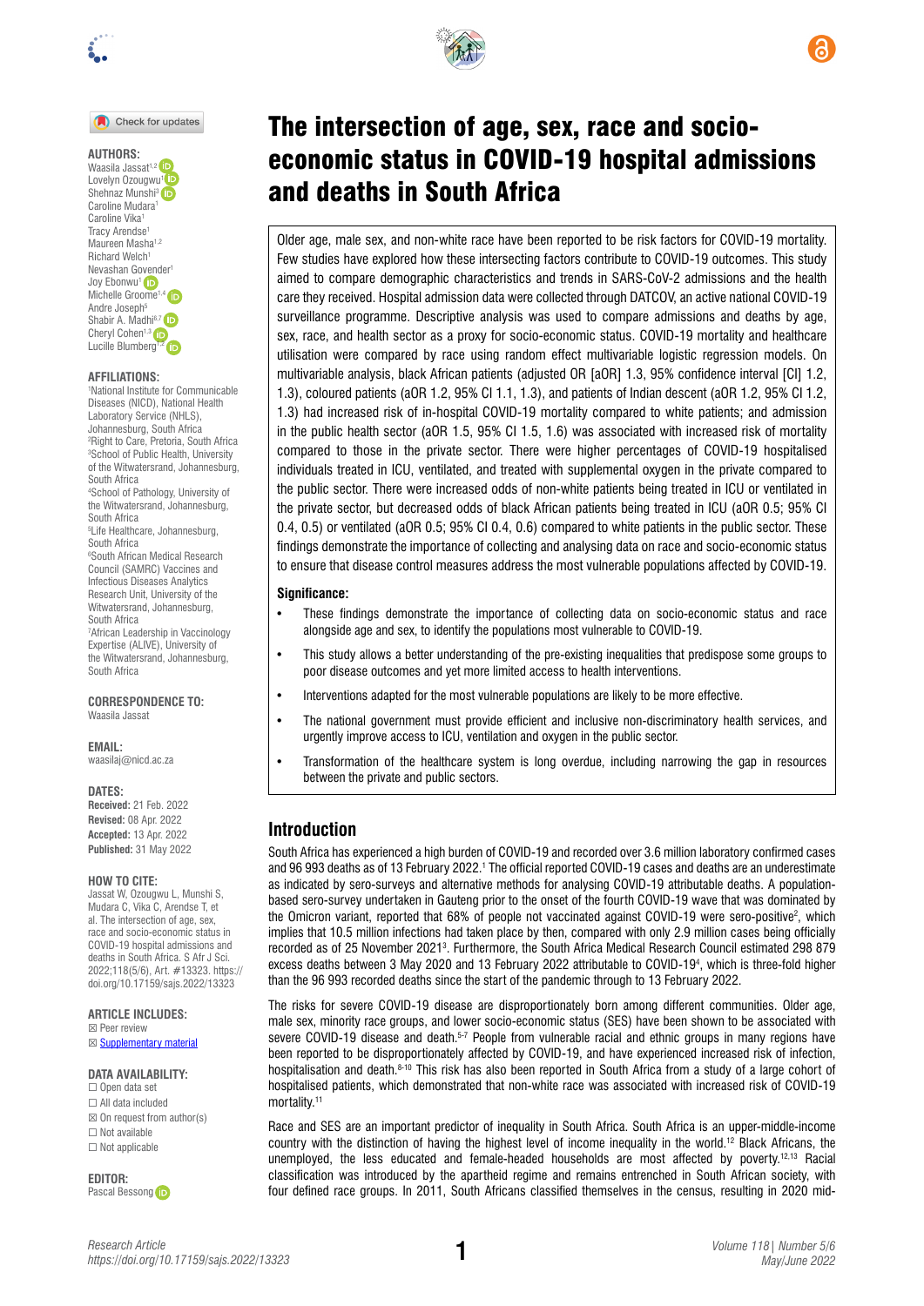# The intersection of age, sex, race and socio-economic status in COVID-19 hospital admissions and deaths in South Africa

**AUTHORS:**
Waasila Jassat[1,2]
Lovelyn Ozougwu[1]
Shehnaz Munshi[3]
Caroline Mudara[1]
Caroline Vika[1]
Tracy Arendse[1]
Maureen Masha[1,2]
Richard Welch[1]
Nevashan Govender[1]
Joy Ebonwu[1]
Michelle Groome[1,4]
Andre Joseph[5]
Shabir A. Madhi[6,7]
Cheryl Cohen[1,3]
Lucille Blumberg[1,2]

**AFFILIATIONS:**
[1]National Institute for Communicable Diseases (NICD), National Health Laboratory Service (NHLS), Johannesburg, South Africa
[2]Right to Care, Pretoria, South Africa
[3]School of Public Health, University of the Witwatersrand, Johannesburg, South Africa
[4]School of Pathology, University of the Witwatersrand, Johannesburg, South Africa
[5]Life Healthcare, Johannesburg, South Africa
[6]South African Medical Research Council (SAMRC) Vaccines and Infectious Diseases Analytics Research Unit, University of the Witwatersrand, Johannesburg, South Africa
[7]African Leadership in Vaccinology Expertise (ALIVE), University of the Witwatersrand, Johannesburg, South Africa

**CORRESPONDENCE TO:**
Waasila Jassat

**EMAIL:**
waasilaj@nicd.ac.za

**DATES:**
**Received:** 21 Feb. 2022
**Revised:** 08 Apr. 2022
**Accepted:** 13 Apr. 2022
**Published:** 31 May 2022

**HOW TO CITE:**
Jassat W, Ozougwu L, Munshi S, Mudara C, Vika C, Arendse T, et al. The intersection of age, sex, race and socio-economic status in COVID-19 hospital admissions and deaths in South Africa. S Afr J Sci. 2022;118(5/6), Art. #13323. https://doi.org/10.17159/sajs.2022/13323

**ARTICLE INCLUDES:**
☒ Peer review
☒ Supplementary material

**DATA AVAILABILITY:**
☐ Open data set
☐ All data included
☒ On request from author(s)
☐ Not available
☐ Not applicable

**EDITOR:**
Pascal Bessong

Older age, male sex, and non-white race have been reported to be risk factors for COVID-19 mortality. Few studies have explored how these intersecting factors contribute to COVID-19 outcomes. This study aimed to compare demographic characteristics and trends in SARS-CoV-2 admissions and the health care they received. Hospital admission data were collected through DATCOV, an active national COVID-19 surveillance programme. Descriptive analysis was used to compare admissions and deaths by age, sex, race, and health sector as a proxy for socio-economic status. COVID-19 mortality and healthcare utilisation were compared by race using random effect multivariable logistic regression models. On multivariable analysis, black African patients (adjusted OR [aOR] 1.3, 95% confidence interval [CI] 1.2, 1.3), coloured patients (aOR 1.2, 95% CI 1.1, 1.3), and patients of Indian descent (aOR 1.2, 95% CI 1.2, 1.3) had increased risk of in-hospital COVID-19 mortality compared to white patients; and admission in the public health sector (aOR 1.5, 95% CI 1.5, 1.6) was associated with increased risk of mortality compared to those in the private sector. There were higher percentages of COVID-19 hospitalised individuals treated in ICU, ventilated, and treated with supplemental oxygen in the private compared to the public sector. There were increased odds of non-white patients being treated in ICU or ventilated in the private sector, but decreased odds of black African patients being treated in ICU (aOR 0.5; 95% CI 0.4, 0.5) or ventilated (aOR 0.5; 95% CI 0.4, 0.6) compared to white patients in the public sector. These findings demonstrate the importance of collecting and analysing data on race and socio-economic status to ensure that disease control measures address the most vulnerable populations affected by COVID-19.

**Significance:**

- These findings demonstrate the importance of collecting data on socio-economic status and race alongside age and sex, to identify the populations most vulnerable to COVID-19.
- This study allows a better understanding of the pre-existing inequalities that predispose some groups to poor disease outcomes and yet more limited access to health interventions.
- Interventions adapted for the most vulnerable populations are likely to be more effective.
- The national government must provide efficient and inclusive non-discriminatory health services, and urgently improve access to ICU, ventilation and oxygen in the public sector.
- Transformation of the healthcare system is long overdue, including narrowing the gap in resources between the private and public sectors.

## Introduction

South Africa has experienced a high burden of COVID-19 and recorded over 3.6 million laboratory confirmed cases and 96 993 deaths as of 13 February 2022.[1] The official reported COVID-19 cases and deaths are an underestimate as indicated by sero-surveys and alternative methods for analysing COVID-19 attributable deaths. A population-based sero-survey undertaken in Gauteng prior to the onset of the fourth COVID-19 wave that was dominated by the Omicron variant, reported that 68% of people not vaccinated against COVID-19 were sero-positive[2], which implies that 10.5 million infections had taken place by then, compared with only 2.9 million cases being officially recorded as of 25 November 2021[3]. Furthermore, the South Africa Medical Research Council estimated 298 879 excess deaths between 3 May 2020 and 13 February 2022 attributable to COVID-19[4], which is three-fold higher than the 96 993 recorded deaths since the start of the pandemic through to 13 February 2022.

The risks for severe COVID-19 disease are disproportionately born among different communities. Older age, male sex, minority race groups, and lower socio-economic status (SES) have been shown to be associated with severe COVID-19 disease and death.[5-7] People from vulnerable racial and ethnic groups in many regions have been reported to be disproportionately affected by COVID-19, and have experienced increased risk of infection, hospitalisation and death.[8-10] This risk has also been reported in South Africa from a study of a large cohort of hospitalised patients, which demonstrated that non-white race was associated with increased risk of COVID-19 mortality.[11]

Race and SES are an important predictor of inequality in South Africa. South Africa is an upper-middle-income country with the distinction of having the highest level of income inequality in the world.[12] Black Africans, the unemployed, the less educated and female-headed households are most affected by poverty.[12,13] Racial classification was introduced by the apartheid regime and remains entrenched in South African society, with four defined race groups. In 2011, South Africans classified themselves in the census, resulting in 2020 mid-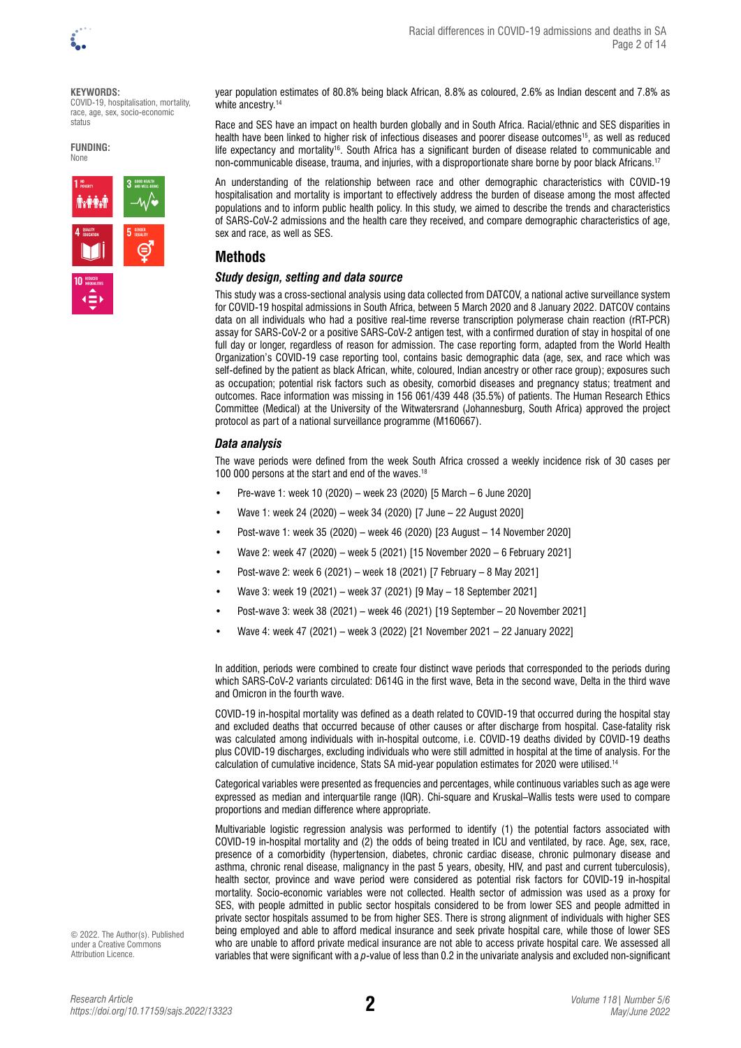**KEYWORDS:**
COVID-19, hospitalisation, mortality, race, age, sex, socio-economic status

**FUNDING:**
None

year population estimates of 80.8% being black African, 8.8% as coloured, 2.6% as Indian descent and 7.8% as white ancestry.[14]

Race and SES have an impact on health burden globally and in South Africa. Racial/ethnic and SES disparities in health have been linked to higher risk of infectious diseases and poorer disease outcomes[15], as well as reduced life expectancy and mortality[16]. South Africa has a significant burden of disease related to communicable and non-communicable disease, trauma, and injuries, with a disproportionate share borne by poor black Africans.[17]

An understanding of the relationship between race and other demographic characteristics with COVID-19 hospitalisation and mortality is important to effectively address the burden of disease among the most affected populations and to inform public health policy. In this study, we aimed to describe the trends and characteristics of SARS-CoV-2 admissions and the health care they received, and compare demographic characteristics of age, sex and race, as well as SES.

## Methods

### *Study design, setting and data source*

This study was a cross-sectional analysis using data collected from DATCOV, a national active surveillance system for COVID-19 hospital admissions in South Africa, between 5 March 2020 and 8 January 2022. DATCOV contains data on all individuals who had a positive real-time reverse transcription polymerase chain reaction (rRT-PCR) assay for SARS-CoV-2 or a positive SARS-CoV-2 antigen test, with a confirmed duration of stay in hospital of one full day or longer, regardless of reason for admission. The case reporting form, adapted from the World Health Organization's COVID-19 case reporting tool, contains basic demographic data (age, sex, and race which was self-defined by the patient as black African, white, coloured, Indian ancestry or other race group); exposures such as occupation; potential risk factors such as obesity, comorbid diseases and pregnancy status; treatment and outcomes. Race information was missing in 156 061/439 448 (35.5%) of patients. The Human Research Ethics Committee (Medical) at the University of the Witwatersrand (Johannesburg, South Africa) approved the project protocol as part of a national surveillance programme (M160667).

### *Data analysis*

The wave periods were defined from the week South Africa crossed a weekly incidence risk of 30 cases per 100 000 persons at the start and end of the waves.[18]

- Pre-wave 1: week 10 (2020) – week 23 (2020) [5 March – 6 June 2020]
- Wave 1: week 24 (2020) – week 34 (2020) [7 June – 22 August 2020]
- Post-wave 1: week 35 (2020) – week 46 (2020) [23 August – 14 November 2020]
- Wave 2: week 47 (2020) – week 5 (2021) [15 November 2020 – 6 February 2021]
- Post-wave 2: week 6 (2021) – week 18 (2021) [7 February – 8 May 2021]
- Wave 3: week 19 (2021) – week 37 (2021) [9 May – 18 September 2021]
- Post-wave 3: week 38 (2021) – week 46 (2021) [19 September – 20 November 2021]
- Wave 4: week 47 (2021) – week 3 (2022) [21 November 2021 – 22 January 2022]

In addition, periods were combined to create four distinct wave periods that corresponded to the periods during which SARS-CoV-2 variants circulated: D614G in the first wave, Beta in the second wave, Delta in the third wave and Omicron in the fourth wave.

COVID-19 in-hospital mortality was defined as a death related to COVID-19 that occurred during the hospital stay and excluded deaths that occurred because of other causes or after discharge from hospital. Case-fatality risk was calculated among individuals with in-hospital outcome, i.e. COVID-19 deaths divided by COVID-19 deaths plus COVID-19 discharges, excluding individuals who were still admitted in hospital at the time of analysis. For the calculation of cumulative incidence, Stats SA mid-year population estimates for 2020 were utilised.[14]

Categorical variables were presented as frequencies and percentages, while continuous variables such as age were expressed as median and interquartile range (IQR). Chi-square and Kruskal–Wallis tests were used to compare proportions and median difference where appropriate.

Multivariable logistic regression analysis was performed to identify (1) the potential factors associated with COVID-19 in-hospital mortality and (2) the odds of being treated in ICU and ventilated, by race. Age, sex, race, presence of a comorbidity (hypertension, diabetes, chronic cardiac disease, chronic pulmonary disease and asthma, chronic renal disease, malignancy in the past 5 years, obesity, HIV, and past and current tuberculosis), health sector, province and wave period were considered as potential risk factors for COVID-19 in-hospital mortality. Socio-economic variables were not collected. Health sector of admission was used as a proxy for SES, with people admitted in public sector hospitals considered to be from lower SES and people admitted in private sector hospitals assumed to be from higher SES. There is strong alignment of individuals with higher SES being employed and able to afford medical insurance and seek private hospital care, while those of lower SES who are unable to afford private medical insurance are not able to access private hospital care. We assessed all variables that were significant with a $p$-value of less than 0.2 in the univariate analysis and excluded non-significant

© 2022. The Author(s). Published under a Creative Commons Attribution Licence.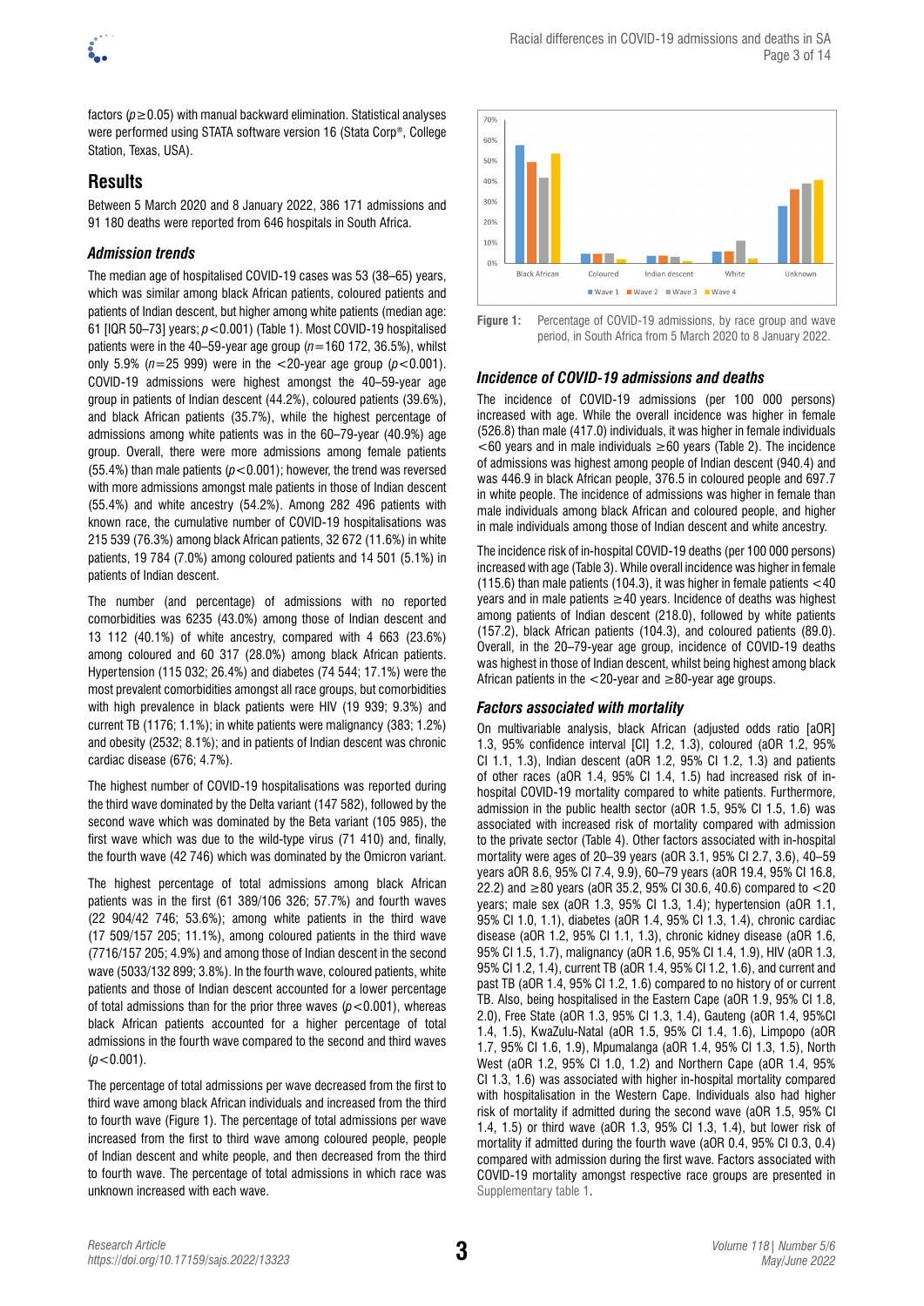factors ($p \geq 0.05$) with manual backward elimination. Statistical analyses were performed using STATA software version 16 (Stata Corp®, College Station, Texas, USA).

## Results

Between 5 March 2020 and 8 January 2022, 386 171 admissions and 91 180 deaths were reported from 646 hospitals in South Africa.

### *Admission trends*

The median age of hospitalised COVID-19 cases was 53 (38–65) years, which was similar among black African patients, coloured patients and patients of Indian descent, but higher among white patients (median age: 61 [IQR 50–73] years; $p < 0.001$) (Table 1). Most COVID-19 hospitalised patients were in the 40–59-year age group ($n = 160$ 172, 36.5%), whilst only 5.9% ($n = 25$ 999) were in the <20-year age group ($p < 0.001$). COVID-19 admissions were highest amongst the 40–59-year age group in patients of Indian descent (44.2%), coloured patients (39.6%), and black African patients (35.7%), while the highest percentage of admissions among white patients was in the 60–79-year (40.9%) age group. Overall, there were more admissions among female patients (55.4%) than male patients ($p < 0.001$); however, the trend was reversed with more admissions amongst male patients in those of Indian descent (55.4%) and white ancestry (54.2%). Among 282 496 patients with known race, the cumulative number of COVID-19 hospitalisations was 215 539 (76.3%) among black African patients, 32 672 (11.6%) in white patients, 19 784 (7.0%) among coloured patients and 14 501 (5.1%) in patients of Indian descent.

The number (and percentage) of admissions with no reported comorbidities was 6235 (43.0%) among those of Indian descent and 13 112 (40.1%) of white ancestry, compared with 4 663 (23.6%) among coloured and 60 317 (28.0%) among black African patients. Hypertension (115 032; 26.4%) and diabetes (74 544; 17.1%) were the most prevalent comorbidities amongst all race groups, but comorbidities with high prevalence in black patients were HIV (19 939; 9.3%) and current TB (1176; 1.1%); in white patients were malignancy (383; 1.2%) and obesity (2532; 8.1%); and in patients of Indian descent was chronic cardiac disease (676; 4.7%).

The highest number of COVID-19 hospitalisations was reported during the third wave dominated by the Delta variant (147 582), followed by the second wave which was dominated by the Beta variant (105 985), the first wave which was due to the wild-type virus (71 410) and, finally, the fourth wave (42 746) which was dominated by the Omicron variant.

The highest percentage of total admissions among black African patients was in the first (61 389/106 326; 57.7%) and fourth waves (22 904/42 746; 53.6%); among white patients in the third wave (17 509/157 205; 11.1%), among coloured patients in the third wave (7716/157 205; 4.9%) and among those of Indian descent in the second wave (5033/132 899; 3.8%). In the fourth wave, coloured patients, white patients and those of Indian descent accounted for a lower percentage of total admissions than for the prior three waves ($p < 0.001$), whereas black African patients accounted for a higher percentage of total admissions in the fourth wave compared to the second and third waves ($p < 0.001$).

The percentage of total admissions per wave decreased from the first to third wave among black African individuals and increased from the third to fourth wave (Figure 1). The percentage of total admissions per wave increased from the first to third wave among coloured people, people of Indian descent and white people, and then decreased from the third to fourth wave. The percentage of total admissions in which race was unknown increased with each wave.

**Figure 1:** Percentage of COVID-19 admissions, by race group and wave period, in South Africa from 5 March 2020 to 8 January 2022.

### *Incidence of COVID-19 admissions and deaths*

The incidence of COVID-19 admissions (per 100 000 persons) increased with age. While the overall incidence was higher in female (526.8) than male (417.0) individuals, it was higher in female individuals <60 years and in male individuals ≥60 years (Table 2). The incidence of admissions was highest among people of Indian descent (940.4) and was 446.9 in black African people, 376.5 in coloured people and 697.7 in white people. The incidence of admissions was higher in female than male individuals among black African and coloured people, and higher in male individuals among those of Indian descent and white ancestry.

The incidence risk of in-hospital COVID-19 deaths (per 100 000 persons) increased with age (Table 3). While overall incidence was higher in female (115.6) than male patients (104.3), it was higher in female patients <40 years and in male patients ≥40 years. Incidence of deaths was highest among patients of Indian descent (218.0), followed by white patients (157.2), black African patients (104.3), and coloured patients (89.0). Overall, in the 20–79-year age group, incidence of COVID-19 deaths was highest in those of Indian descent, whilst being highest among black African patients in the <20-year and ≥80-year age groups.

### *Factors associated with mortality*

On multivariable analysis, black African (adjusted odds ratio [aOR] 1.3, 95% confidence interval [CI] 1.2, 1.3), coloured (aOR 1.2, 95% CI 1.1, 1.3), Indian descent (aOR 1.2, 95% CI 1.2, 1.3) and patients of other races (aOR 1.4, 95% CI 1.4, 1.5) had increased risk of in-hospital COVID-19 mortality compared to white patients. Furthermore, admission in the public health sector (aOR 1.5, 95% CI 1.5, 1.6) was associated with increased risk of mortality compared with admission to the private sector (Table 4). Other factors associated with in-hospital mortality were ages of 20–39 years (aOR 3.1, 95% CI 2.7, 3.6), 40–59 years aOR 8.6, 95% CI 7.4, 9.9), 60–79 years (aOR 19.4, 95% CI 16.8, 22.2) and ≥80 years (aOR 35.2, 95% CI 30.6, 40.6) compared to <20 years; male sex (aOR 1.3, 95% CI 1.3, 1.4); hypertension (aOR 1.1, 95% CI 1.0, 1.1), diabetes (aOR 1.4, 95% CI 1.3, 1.4), chronic cardiac disease (aOR 1.2, 95% CI 1.1, 1.3), chronic kidney disease (aOR 1.6, 95% CI 1.5, 1.7), malignancy (aOR 1.6, 95% CI 1.4, 1.9), HIV (aOR 1.3, 95% CI 1.2, 1.4), current TB (aOR 1.4, 95% CI 1.2, 1.6), and current and past TB (aOR 1.4, 95% CI 1.2, 1.6) compared to no history of or current TB. Also, being hospitalised in the Eastern Cape (aOR 1.9, 95% CI 1.8, 2.0), Free State (aOR 1.3, 95% CI 1.3, 1.4), Gauteng (aOR 1.4, 95%CI 1.4, 1.5), KwaZulu-Natal (aOR 1.5, 95% CI 1.4, 1.6), Limpopo (aOR 1.7, 95% CI 1.6, 1.9), Mpumalanga (aOR 1.4, 95% CI 1.3, 1.5), North West (aOR 1.2, 95% CI 1.0, 1.2) and Northern Cape (aOR 1.4, 95% CI 1.3, 1.6) was associated with higher in-hospital mortality compared with hospitalisation in the Western Cape. Individuals also had higher risk of mortality if admitted during the second wave (aOR 1.5, 95% CI 1.4, 1.5) or third wave (aOR 1.3, 95% CI 1.3, 1.4), but lower risk of mortality if admitted during the fourth wave (aOR 0.4, 95% CI 0.3, 0.4) compared with admission during the first wave. Factors associated with COVID-19 mortality amongst respective race groups are presented in Supplementary table 1.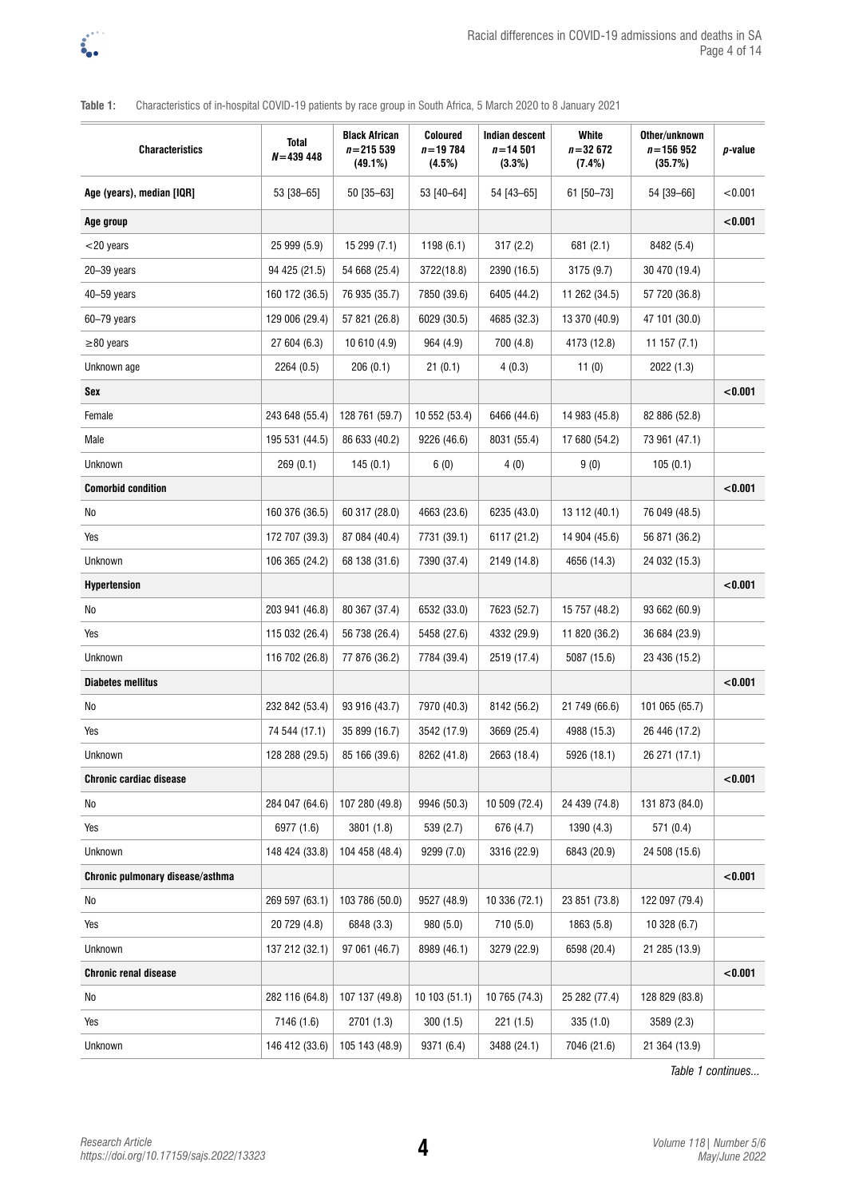**Table 1:** Characteristics of in-hospital COVID-19 patients by race group in South Africa, 5 March 2020 to 8 January 2021

| Characteristics | Total *N*=439 448 | Black African *n*=215 539 (49.1%) | Coloured *n*=19 784 (4.5%) | Indian descent *n*=14 501 (3.3%) | White *n*=32 672 (7.4%) | Other/unknown *n*=156 952 (35.7%) | *p*-value |
|---|---|---|---|---|---|---|---|
| **Age (years), median [IQR]** | 53 [38–65] | 50 [35–63] | 53 [40–64] | 54 [43–65] | 61 [50–73] | 54 [39–66] | <0.001 |
| **Age group** | | | | | | | **<0.001** |
| <20 years | 25 999 (5.9) | 15 299 (7.1) | 1198 (6.1) | 317 (2.2) | 681 (2.1) | 8482 (5.4) | |
| 20–39 years | 94 425 (21.5) | 54 668 (25.4) | 3722(18.8) | 2390 (16.5) | 3175 (9.7) | 30 470 (19.4) | |
| 40–59 years | 160 172 (36.5) | 76 935 (35.7) | 7850 (39.6) | 6405 (44.2) | 11 262 (34.5) | 57 720 (36.8) | |
| 60–79 years | 129 006 (29.4) | 57 821 (26.8) | 6029 (30.5) | 4685 (32.3) | 13 370 (40.9) | 47 101 (30.0) | |
| ≥80 years | 27 604 (6.3) | 10 610 (4.9) | 964 (4.9) | 700 (4.8) | 4173 (12.8) | 11 157 (7.1) | |
| Unknown age | 2264 (0.5) | 206 (0.1) | 21 (0.1) | 4 (0.3) | 11 (0) | 2022 (1.3) | |
| **Sex** | | | | | | | **<0.001** |
| Female | 243 648 (55.4) | 128 761 (59.7) | 10 552 (53.4) | 6466 (44.6) | 14 983 (45.8) | 82 886 (52.8) | |
| Male | 195 531 (44.5) | 86 633 (40.2) | 9226 (46.6) | 8031 (55.4) | 17 680 (54.2) | 73 961 (47.1) | |
| Unknown | 269 (0.1) | 145 (0.1) | 6 (0) | 4 (0) | 9 (0) | 105 (0.1) | |
| **Comorbid condition** | | | | | | | **<0.001** |
| No | 160 376 (36.5) | 60 317 (28.0) | 4663 (23.6) | 6235 (43.0) | 13 112 (40.1) | 76 049 (48.5) | |
| Yes | 172 707 (39.3) | 87 084 (40.4) | 7731 (39.1) | 6117 (21.2) | 14 904 (45.6) | 56 871 (36.2) | |
| Unknown | 106 365 (24.2) | 68 138 (31.6) | 7390 (37.4) | 2149 (14.8) | 4656 (14.3) | 24 032 (15.3) | |
| **Hypertension** | | | | | | | **<0.001** |
| No | 203 941 (46.8) | 80 367 (37.4) | 6532 (33.0) | 7623 (52.7) | 15 757 (48.2) | 93 662 (60.9) | |
| Yes | 115 032 (26.4) | 56 738 (26.4) | 5458 (27.6) | 4332 (29.9) | 11 820 (36.2) | 36 684 (23.9) | |
| Unknown | 116 702 (26.8) | 77 876 (36.2) | 7784 (39.4) | 2519 (17.4) | 5087 (15.6) | 23 436 (15.2) | |
| **Diabetes mellitus** | | | | | | | **<0.001** |
| No | 232 842 (53.4) | 93 916 (43.7) | 7970 (40.3) | 8142 (56.2) | 21 749 (66.6) | 101 065 (65.7) | |
| Yes | 74 544 (17.1) | 35 899 (16.7) | 3542 (17.9) | 3669 (25.4) | 4988 (15.3) | 26 446 (17.2) | |
| Unknown | 128 288 (29.5) | 85 166 (39.6) | 8262 (41.8) | 2663 (18.4) | 5926 (18.1) | 26 271 (17.1) | |
| **Chronic cardiac disease** | | | | | | | **<0.001** |
| No | 284 047 (64.6) | 107 280 (49.8) | 9946 (50.3) | 10 509 (72.4) | 24 439 (74.8) | 131 873 (84.0) | |
| Yes | 6977 (1.6) | 3801 (1.8) | 539 (2.7) | 676 (4.7) | 1390 (4.3) | 571 (0.4) | |
| Unknown | 148 424 (33.8) | 104 458 (48.4) | 9299 (7.0) | 3316 (22.9) | 6843 (20.9) | 24 508 (15.6) | |
| **Chronic pulmonary disease/asthma** | | | | | | | **<0.001** |
| No | 269 597 (63.1) | 103 786 (50.0) | 9527 (48.9) | 10 336 (72.1) | 23 851 (73.8) | 122 097 (79.4) | |
| Yes | 20 729 (4.8) | 6848 (3.3) | 980 (5.0) | 710 (5.0) | 1863 (5.8) | 10 328 (6.7) | |
| Unknown | 137 212 (32.1) | 97 061 (46.7) | 8989 (46.1) | 3279 (22.9) | 6598 (20.4) | 21 285 (13.9) | |
| **Chronic renal disease** | | | | | | | **<0.001** |
| No | 282 116 (64.8) | 107 137 (49.8) | 10 103 (51.1) | 10 765 (74.3) | 25 282 (77.4) | 128 829 (83.8) | |
| Yes | 7146 (1.6) | 2701 (1.3) | 300 (1.5) | 221 (1.5) | 335 (1.0) | 3589 (2.3) | |
| Unknown | 146 412 (33.6) | 105 143 (48.9) | 9371 (6.4) | 3488 (24.1) | 7046 (21.6) | 21 364 (13.9) | |

*Table 1 continues...*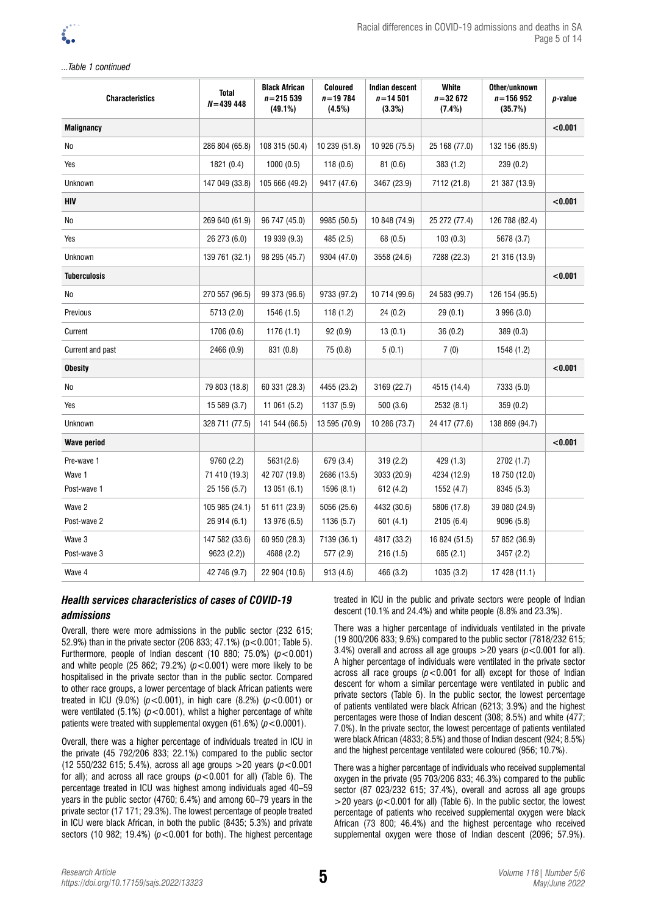*...Table 1 continued*

| Characteristics | Total $N=439\,448$ | Black African $n=215\,539$ (49.1%) | Coloured $n=19\,784$ (4.5%) | Indian descent $n=14\,501$ (3.3%) | White $n=32\,672$ (7.4%) | Other/unknown $n=156\,952$ (35.7%) | p-value |
|---|---|---|---|---|---|---|---|
| **Malignancy** | | | | | | | <0.001 |
| No | 286 804 (65.8) | 108 315 (50.4) | 10 239 (51.8) | 10 926 (75.5) | 25 168 (77.0) | 132 156 (85.9) | |
| Yes | 1821 (0.4) | 1000 (0.5) | 118 (0.6) | 81 (0.6) | 383 (1.2) | 239 (0.2) | |
| Unknown | 147 049 (33.8) | 105 666 (49.2) | 9417 (47.6) | 3467 (23.9) | 7112 (21.8) | 21 387 (13.9) | |
| **HIV** | | | | | | | <0.001 |
| No | 269 640 (61.9) | 96 747 (45.0) | 9985 (50.5) | 10 848 (74.9) | 25 272 (77.4) | 126 788 (82.4) | |
| Yes | 26 273 (6.0) | 19 939 (9.3) | 485 (2.5) | 68 (0.5) | 103 (0.3) | 5678 (3.7) | |
| Unknown | 139 761 (32.1) | 98 295 (45.7) | 9304 (47.0) | 3558 (24.6) | 7288 (22.3) | 21 316 (13.9) | |
| **Tuberculosis** | | | | | | | <0.001 |
| No | 270 557 (96.5) | 99 373 (96.6) | 9733 (97.2) | 10 714 (99.6) | 24 583 (99.7) | 126 154 (95.5) | |
| Previous | 5713 (2.0) | 1546 (1.5) | 118 (1.2) | 24 (0.2) | 29 (0.1) | 3 996 (3.0) | |
| Current | 1706 (0.6) | 1176 (1.1) | 92 (0.9) | 13 (0.1) | 36 (0.2) | 389 (0.3) | |
| Current and past | 2466 (0.9) | 831 (0.8) | 75 (0.8) | 5 (0.1) | 7 (0) | 1548 (1.2) | |
| **Obesity** | | | | | | | <0.001 |
| No | 79 803 (18.8) | 60 331 (28.3) | 4455 (23.2) | 3169 (22.7) | 4515 (14.4) | 7333 (5.0) | |
| Yes | 15 589 (3.7) | 11 061 (5.2) | 1137 (5.9) | 500 (3.6) | 2532 (8.1) | 359 (0.2) | |
| Unknown | 328 711 (77.5) | 141 544 (66.5) | 13 595 (70.9) | 10 286 (73.7) | 24 417 (77.6) | 138 869 (94.7) | |
| **Wave period** | | | | | | | <0.001 |
| Pre-wave 1 | 9760 (2.2) | 5631(2.6) | 679 (3.4) | 319 (2.2) | 429 (1.3) | 2702 (1.7) | |
| Wave 1 | 71 410 (19.3) | 42 707 (19.8) | 2686 (13.5) | 3033 (20.9) | 4234 (12.9) | 18 750 (12.0) | |
| Post-wave 1 | 25 156 (5.7) | 13 051 (6.1) | 1596 (8.1) | 612 (4.2) | 1552 (4.7) | 8345 (5.3) | |
| Wave 2 | 105 985 (24.1) | 51 611 (23.9) | 5056 (25.6) | 4432 (30.6) | 5806 (17.8) | 39 080 (24.9) | |
| Post-wave 2 | 26 914 (6.1) | 13 976 (6.5) | 1136 (5.7) | 601 (4.1) | 2105 (6.4) | 9096 (5.8) | |
| Wave 3 | 147 582 (33.6) | 60 950 (28.3) | 7139 (36.1) | 4817 (33.2) | 16 824 (51.5) | 57 852 (36.9) | |
| Post-wave 3 | 9623 (2.2)) | 4688 (2.2) | 577 (2.9) | 216 (1.5) | 685 (2.1) | 3457 (2.2) | |
| Wave 4 | 42 746 (9.7) | 22 904 (10.6) | 913 (4.6) | 466 (3.2) | 1035 (3.2) | 17 428 (11.1) | |

### *Health services characteristics of cases of COVID-19 admissions*

Overall, there were more admissions in the public sector (232 615; 52.9%) than in the private sector (206 833; 47.1%) ($p<0.001$; Table 5). Furthermore, people of Indian descent (10 880; 75.0%) ($p<0.001$) and white people (25 862; 79.2%) ($p<0.001$) were more likely to be hospitalised in the private sector than in the public sector. Compared to other race groups, a lower percentage of black African patients were treated in ICU (9.0%) ($p<0.001$), in high care (8.2%) ($p<0.001$) or were ventilated (5.1%) ($p<0.001$), whilst a higher percentage of white patients were treated with supplemental oxygen (61.6%) ($p<0.0001$).

Overall, there was a higher percentage of individuals treated in ICU in the private (45 792/206 833; 22.1%) compared to the public sector (12 550/232 615; 5.4%), across all age groups >20 years ($p<0.001$ for all); and across all race groups ($p<0.001$ for all) (Table 6). The percentage treated in ICU was highest among individuals aged 40–59 years in the public sector (4760; 6.4%) and among 60–79 years in the private sector (17 171; 29.3%). The lowest percentage of people treated in ICU were black African, in both the public (8435; 5.3%) and private sectors (10 982; 19.4%) ($p<0.001$ for both). The highest percentage treated in ICU in the public and private sectors were people of Indian descent (10.1% and 24.4%) and white people (8.8% and 23.3%).

There was a higher percentage of individuals ventilated in the private (19 800/206 833; 9.6%) compared to the public sector (7818/232 615; 3.4%) overall and across all age groups >20 years ($p<0.001$ for all). A higher percentage of individuals were ventilated in the private sector across all race groups ($p<0.001$ for all) except for those of Indian descent for whom a similar percentage were ventilated in public and private sectors (Table 6). In the public sector, the lowest percentage of patients ventilated were black African (6213; 3.9%) and the highest percentages were those of Indian descent (308; 8.5%) and white (477; 7.0%). In the private sector, the lowest percentage of patients ventilated were black African (4833; 8.5%) and those of Indian descent (924; 8.5%) and the highest percentage ventilated were coloured (956; 10.7%).

There was a higher percentage of individuals who received supplemental oxygen in the private (95 703/206 833; 46.3%) compared to the public sector (87 023/232 615; 37.4%), overall and across all age groups >20 years ($p<0.001$ for all) (Table 6). In the public sector, the lowest percentage of patients who received supplemental oxygen were black African (73 800; 46.4%) and the highest percentage who received supplemental oxygen were those of Indian descent (2096; 57.9%).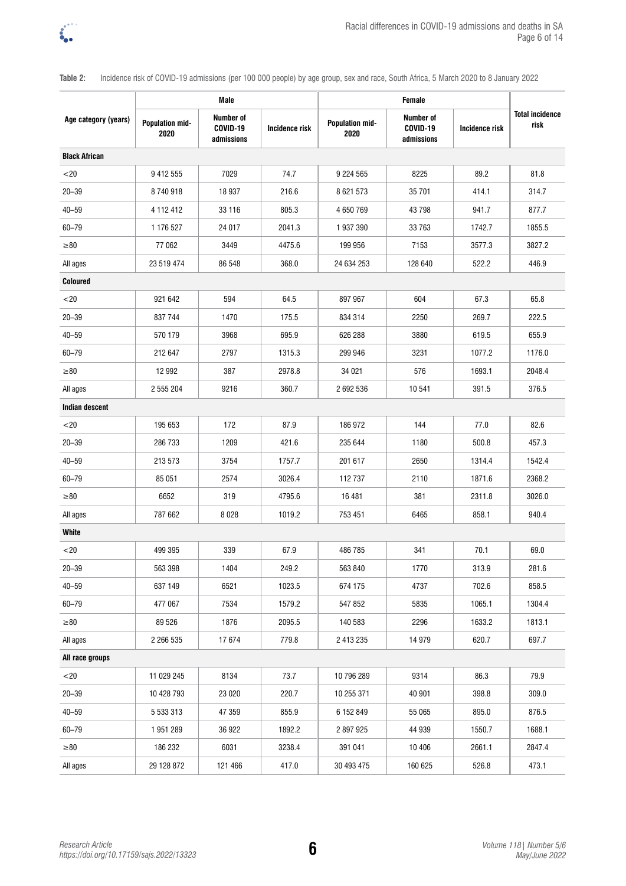**Table 2:** Incidence risk of COVID-19 admissions (per 100 000 people) by age group, sex and race, South Africa, 5 March 2020 to 8 January 2022

| Age category (years) | Male | | | Female | | | Total incidence risk |
|---|---|---|---|---|---|---|---|
| | Population mid-2020 | Number of COVID-19 admissions | Incidence risk | Population mid-2020 | Number of COVID-19 admissions | Incidence risk | |
| **Black African** | | | | | | | |
| <20 | 9 412 555 | 7029 | 74.7 | 9 224 565 | 8225 | 89.2 | 81.8 |
| 20–39 | 8 740 918 | 18 937 | 216.6 | 8 621 573 | 35 701 | 414.1 | 314.7 |
| 40–59 | 4 112 412 | 33 116 | 805.3 | 4 650 769 | 43 798 | 941.7 | 877.7 |
| 60–79 | 1 176 527 | 24 017 | 2041.3 | 1 937 390 | 33 763 | 1742.7 | 1855.5 |
| ≥80 | 77 062 | 3449 | 4475.6 | 199 956 | 7153 | 3577.3 | 3827.2 |
| All ages | 23 519 474 | 86 548 | 368.0 | 24 634 253 | 128 640 | 522.2 | 446.9 |
| **Coloured** | | | | | | | |
| <20 | 921 642 | 594 | 64.5 | 897 967 | 604 | 67.3 | 65.8 |
| 20–39 | 837 744 | 1470 | 175.5 | 834 314 | 2250 | 269.7 | 222.5 |
| 40–59 | 570 179 | 3968 | 695.9 | 626 288 | 3880 | 619.5 | 655.9 |
| 60–79 | 212 647 | 2797 | 1315.3 | 299 946 | 3231 | 1077.2 | 1176.0 |
| ≥80 | 12 992 | 387 | 2978.8 | 34 021 | 576 | 1693.1 | 2048.4 |
| All ages | 2 555 204 | 9216 | 360.7 | 2 692 536 | 10 541 | 391.5 | 376.5 |
| **Indian descent** | | | | | | | |
| <20 | 195 653 | 172 | 87.9 | 186 972 | 144 | 77.0 | 82.6 |
| 20–39 | 286 733 | 1209 | 421.6 | 235 644 | 1180 | 500.8 | 457.3 |
| 40–59 | 213 573 | 3754 | 1757.7 | 201 617 | 2650 | 1314.4 | 1542.4 |
| 60–79 | 85 051 | 2574 | 3026.4 | 112 737 | 2110 | 1871.6 | 2368.2 |
| ≥80 | 6652 | 319 | 4795.6 | 16 481 | 381 | 2311.8 | 3026.0 |
| All ages | 787 662 | 8 028 | 1019.2 | 753 451 | 6465 | 858.1 | 940.4 |
| **White** | | | | | | | |
| <20 | 499 395 | 339 | 67.9 | 486 785 | 341 | 70.1 | 69.0 |
| 20–39 | 563 398 | 1404 | 249.2 | 563 840 | 1770 | 313.9 | 281.6 |
| 40–59 | 637 149 | 6521 | 1023.5 | 674 175 | 4737 | 702.6 | 858.5 |
| 60–79 | 477 067 | 7534 | 1579.2 | 547 852 | 5835 | 1065.1 | 1304.4 |
| ≥80 | 89 526 | 1876 | 2095.5 | 140 583 | 2296 | 1633.2 | 1813.1 |
| All ages | 2 266 535 | 17 674 | 779.8 | 2 413 235 | 14 979 | 620.7 | 697.7 |
| **All race groups** | | | | | | | |
| <20 | 11 029 245 | 8134 | 73.7 | 10 796 289 | 9314 | 86.3 | 79.9 |
| 20–39 | 10 428 793 | 23 020 | 220.7 | 10 255 371 | 40 901 | 398.8 | 309.0 |
| 40–59 | 5 533 313 | 47 359 | 855.9 | 6 152 849 | 55 065 | 895.0 | 876.5 |
| 60–79 | 1 951 289 | 36 922 | 1892.2 | 2 897 925 | 44 939 | 1550.7 | 1688.1 |
| ≥80 | 186 232 | 6031 | 3238.4 | 391 041 | 10 406 | 2661.1 | 2847.4 |
| All ages | 29 128 872 | 121 466 | 417.0 | 30 493 475 | 160 625 | 526.8 | 473.1 |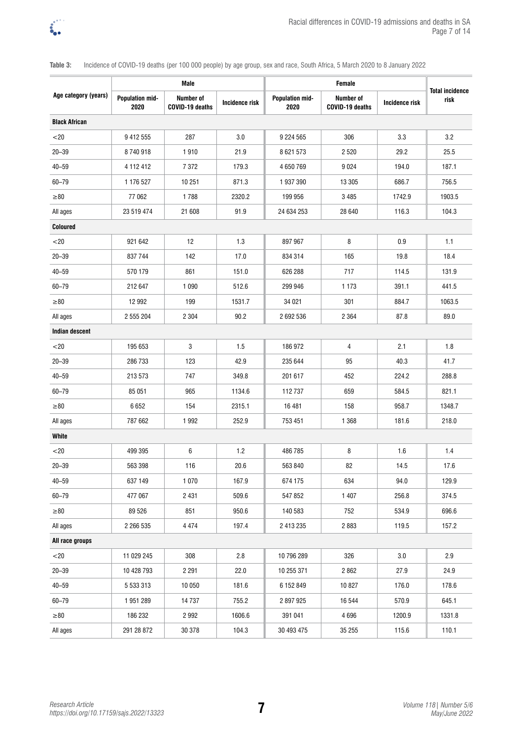**Table 3:** Incidence of COVID-19 deaths (per 100 000 people) by age group, sex and race, South Africa, 5 March 2020 to 8 January 2022

| Age category (years) | Male | | | Female | | | Total incidence risk |
|---|---|---|---|---|---|---|---|
| | Population mid-2020 | Number of COVID-19 deaths | Incidence risk | Population mid-2020 | Number of COVID-19 deaths | Incidence risk | |
| **Black African** | | | | | | | |
| <20 | 9 412 555 | 287 | 3.0 | 9 224 565 | 306 | 3.3 | 3.2 |
| 20–39 | 8 740 918 | 1 910 | 21.9 | 8 621 573 | 2 520 | 29.2 | 25.5 |
| 40–59 | 4 112 412 | 7 372 | 179.3 | 4 650 769 | 9 024 | 194.0 | 187.1 |
| 60–79 | 1 176 527 | 10 251 | 871.3 | 1 937 390 | 13 305 | 686.7 | 756.5 |
| ≥80 | 77 062 | 1 788 | 2320.2 | 199 956 | 3 485 | 1742.9 | 1903.5 |
| All ages | 23 519 474 | 21 608 | 91.9 | 24 634 253 | 28 640 | 116.3 | 104.3 |
| **Coloured** | | | | | | | |
| <20 | 921 642 | 12 | 1.3 | 897 967 | 8 | 0.9 | 1.1 |
| 20–39 | 837 744 | 142 | 17.0 | 834 314 | 165 | 19.8 | 18.4 |
| 40–59 | 570 179 | 861 | 151.0 | 626 288 | 717 | 114.5 | 131.9 |
| 60–79 | 212 647 | 1 090 | 512.6 | 299 946 | 1 173 | 391.1 | 441.5 |
| ≥80 | 12 992 | 199 | 1531.7 | 34 021 | 301 | 884.7 | 1063.5 |
| All ages | 2 555 204 | 2 304 | 90.2 | 2 692 536 | 2 364 | 87.8 | 89.0 |
| **Indian descent** | | | | | | | |
| <20 | 195 653 | 3 | 1.5 | 186 972 | 4 | 2.1 | 1.8 |
| 20–39 | 286 733 | 123 | 42.9 | 235 644 | 95 | 40.3 | 41.7 |
| 40–59 | 213 573 | 747 | 349.8 | 201 617 | 452 | 224.2 | 288.8 |
| 60–79 | 85 051 | 965 | 1134.6 | 112 737 | 659 | 584.5 | 821.1 |
| ≥80 | 6 652 | 154 | 2315.1 | 16 481 | 158 | 958.7 | 1348.7 |
| All ages | 787 662 | 1 992 | 252.9 | 753 451 | 1 368 | 181.6 | 218.0 |
| **White** | | | | | | | |
| <20 | 499 395 | 6 | 1.2 | 486 785 | 8 | 1.6 | 1.4 |
| 20–39 | 563 398 | 116 | 20.6 | 563 840 | 82 | 14.5 | 17.6 |
| 40–59 | 637 149 | 1 070 | 167.9 | 674 175 | 634 | 94.0 | 129.9 |
| 60–79 | 477 067 | 2 431 | 509.6 | 547 852 | 1 407 | 256.8 | 374.5 |
| ≥80 | 89 526 | 851 | 950.6 | 140 583 | 752 | 534.9 | 696.6 |
| All ages | 2 266 535 | 4 474 | 197.4 | 2 413 235 | 2 883 | 119.5 | 157.2 |
| **All race groups** | | | | | | | |
| <20 | 11 029 245 | 308 | 2.8 | 10 796 289 | 326 | 3.0 | 2.9 |
| 20–39 | 10 428 793 | 2 291 | 22.0 | 10 255 371 | 2 862 | 27.9 | 24.9 |
| 40–59 | 5 533 313 | 10 050 | 181.6 | 6 152 849 | 10 827 | 176.0 | 178.6 |
| 60–79 | 1 951 289 | 14 737 | 755.2 | 2 897 925 | 16 544 | 570.9 | 645.1 |
| ≥80 | 186 232 | 2 992 | 1606.6 | 391 041 | 4 696 | 1200.9 | 1331.8 |
| All ages | 291 28 872 | 30 378 | 104.3 | 30 493 475 | 35 255 | 115.6 | 110.1 |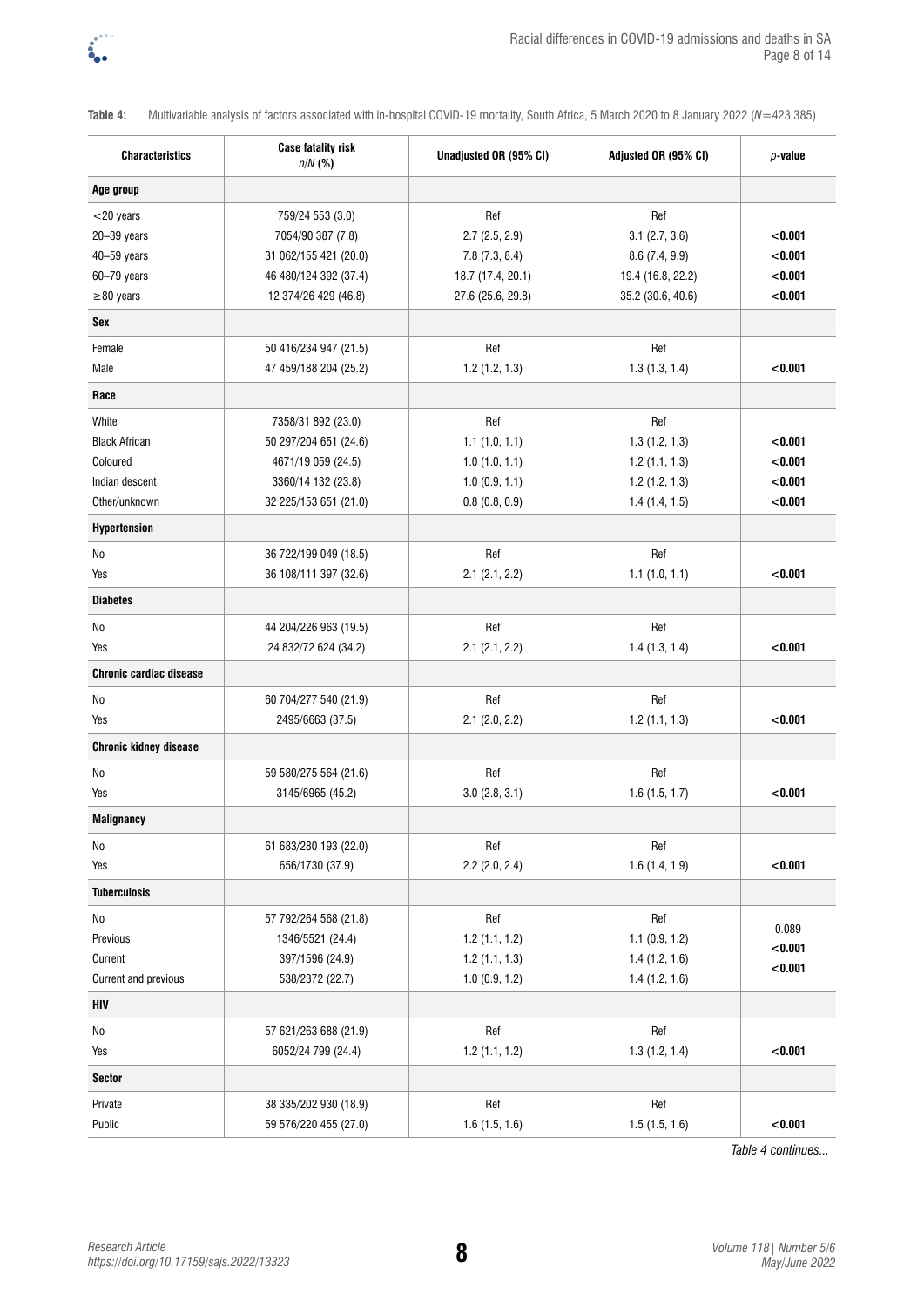**Table 4:** Multivariable analysis of factors associated with in-hospital COVID-19 mortality, South Africa, 5 March 2020 to 8 January 2022 ($N$=423 385)

| Characteristics | Case fatality risk *n/N* (%) | Unadjusted OR (95% CI) | Adjusted OR (95% CI) | *p*-value |
|---|---|---|---|---|
| **Age group** | | | | |
| <20 years | 759/24 553 (3.0) | Ref | Ref | |
| 20–39 years | 7054/90 387 (7.8) | 2.7 (2.5, 2.9) | 3.1 (2.7, 3.6) | **<0.001** |
| 40–59 years | 31 062/155 421 (20.0) | 7.8 (7.3, 8.4) | 8.6 (7.4, 9.9) | **<0.001** |
| 60–79 years | 46 480/124 392 (37.4) | 18.7 (17.4, 20.1) | 19.4 (16.8, 22.2) | **<0.001** |
| ≥80 years | 12 374/26 429 (46.8) | 27.6 (25.6, 29.8) | 35.2 (30.6, 40.6) | **<0.001** |
| **Sex** | | | | |
| Female | 50 416/234 947 (21.5) | Ref | Ref | |
| Male | 47 459/188 204 (25.2) | 1.2 (1.2, 1.3) | 1.3 (1.3, 1.4) | **<0.001** |
| **Race** | | | | |
| White | 7358/31 892 (23.0) | Ref | Ref | |
| Black African | 50 297/204 651 (24.6) | 1.1 (1.0, 1.1) | 1.3 (1.2, 1.3) | **<0.001** |
| Coloured | 4671/19 059 (24.5) | 1.0 (1.0, 1.1) | 1.2 (1.1, 1.3) | **<0.001** |
| Indian descent | 3360/14 132 (23.8) | 1.0 (0.9, 1.1) | 1.2 (1.2, 1.3) | **<0.001** |
| Other/unknown | 32 225/153 651 (21.0) | 0.8 (0.8, 0.9) | 1.4 (1.4, 1.5) | **<0.001** |
| **Hypertension** | | | | |
| No | 36 722/199 049 (18.5) | Ref | Ref | |
| Yes | 36 108/111 397 (32.6) | 2.1 (2.1, 2.2) | 1.1 (1.0, 1.1) | **<0.001** |
| **Diabetes** | | | | |
| No | 44 204/226 963 (19.5) | Ref | Ref | |
| Yes | 24 832/72 624 (34.2) | 2.1 (2.1, 2.2) | 1.4 (1.3, 1.4) | **<0.001** |
| **Chronic cardiac disease** | | | | |
| No | 60 704/277 540 (21.9) | Ref | Ref | |
| Yes | 2495/6663 (37.5) | 2.1 (2.0, 2.2) | 1.2 (1.1, 1.3) | **<0.001** |
| **Chronic kidney disease** | | | | |
| No | 59 580/275 564 (21.6) | Ref | Ref | |
| Yes | 3145/6965 (45.2) | 3.0 (2.8, 3.1) | 1.6 (1.5, 1.7) | **<0.001** |
| **Malignancy** | | | | |
| No | 61 683/280 193 (22.0) | Ref | Ref | |
| Yes | 656/1730 (37.9) | 2.2 (2.0, 2.4) | 1.6 (1.4, 1.9) | **<0.001** |
| **Tuberculosis** | | | | |
| No | 57 792/264 568 (21.8) | Ref | Ref | |
| Previous | 1346/5521 (24.4) | 1.2 (1.1, 1.2) | 1.1 (0.9, 1.2) | 0.089 |
| Current | 397/1596 (24.9) | 1.2 (1.1, 1.3) | 1.4 (1.2, 1.6) | **<0.001** |
| Current and previous | 538/2372 (22.7) | 1.0 (0.9, 1.2) | 1.4 (1.2, 1.6) | **<0.001** |
| **HIV** | | | | |
| No | 57 621/263 688 (21.9) | Ref | Ref | |
| Yes | 6052/24 799 (24.4) | 1.2 (1.1, 1.2) | 1.3 (1.2, 1.4) | **<0.001** |
| **Sector** | | | | |
| Private | 38 335/202 930 (18.9) | Ref | Ref | |
| Public | 59 576/220 455 (27.0) | 1.6 (1.5, 1.6) | 1.5 (1.5, 1.6) | **<0.001** |

*Table 4 continues...*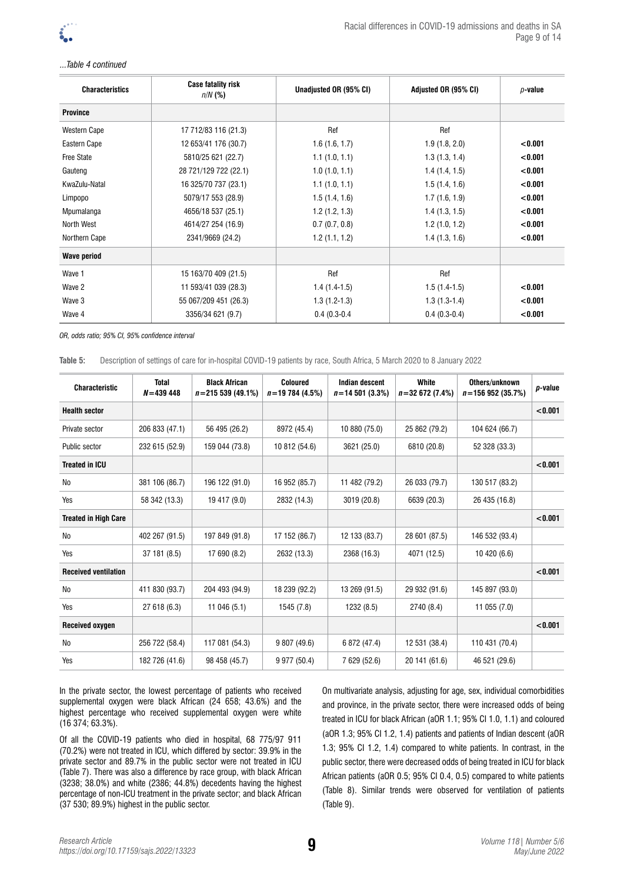*...Table 4 continued*

| Characteristics | Case fatality risk *n/N* (%) | Unadjusted OR (95% CI) | Adjusted OR (95% CI) | *p*-value |
|---|---|---|---|---|
| **Province** | | | | |
| Western Cape | 17 712/83 116 (21.3) | Ref | Ref | |
| Eastern Cape | 12 653/41 176 (30.7) | 1.6 (1.6, 1.7) | 1.9 (1.8, 2.0) | **<0.001** |
| Free State | 5810/25 621 (22.7) | 1.1 (1.0, 1.1) | 1.3 (1.3, 1.4) | **<0.001** |
| Gauteng | 28 721/129 722 (22.1) | 1.0 (1.0, 1.1) | 1.4 (1.4, 1.5) | **<0.001** |
| KwaZulu-Natal | 16 325/70 737 (23.1) | 1.1 (1.0, 1.1) | 1.5 (1.4, 1.6) | **<0.001** |
| Limpopo | 5079/17 553 (28.9) | 1.5 (1.4, 1.6) | 1.7 (1.6, 1.9) | **<0.001** |
| Mpumalanga | 4656/18 537 (25.1) | 1.2 (1.2, 1.3) | 1.4 (1.3, 1.5) | **<0.001** |
| North West | 4614/27 254 (16.9) | 0.7 (0.7, 0.8) | 1.2 (1.0, 1.2) | **<0.001** |
| Northern Cape | 2341/9669 (24.2) | 1.2 (1.1, 1.2) | 1.4 (1.3, 1.6) | **<0.001** |
| **Wave period** | | | | |
| Wave 1 | 15 163/70 409 (21.5) | Ref | Ref | |
| Wave 2 | 11 593/41 039 (28.3) | 1.4 (1.4-1.5) | 1.5 (1.4-1.5) | **<0.001** |
| Wave 3 | 55 067/209 451 (26.3) | 1.3 (1.2-1.3) | 1.3 (1.3-1.4) | **<0.001** |
| Wave 4 | 3356/34 621 (9.7) | 0.4 (0.3-0.4 | 0.4 (0.3-0.4) | **<0.001** |

*OR, odds ratio; 95% CI, 95% confidence interval*

**Table 5:** Description of settings of care for in-hospital COVID-19 patients by race, South Africa, 5 March 2020 to 8 January 2022

| Characteristic | Total $N=439\ 448$ | Black African $n=215\ 539$ (49.1%) | Coloured $n=19\ 784$ (4.5%) | Indian descent $n=14\ 501$ (3.3%) | White $n=32\ 672$ (7.4%) | Others/unknown $n=156\ 952$ (35.7%) | *p*-value |
|---|---|---|---|---|---|---|---|
| **Health sector** | | | | | | | **<0.001** |
| Private sector | 206 833 (47.1) | 56 495 (26.2) | 8972 (45.4) | 10 880 (75.0) | 25 862 (79.2) | 104 624 (66.7) | |
| Public sector | 232 615 (52.9) | 159 044 (73.8) | 10 812 (54.6) | 3621 (25.0) | 6810 (20.8) | 52 328 (33.3) | |
| **Treated in ICU** | | | | | | | **<0.001** |
| No | 381 106 (86.7) | 196 122 (91.0) | 16 952 (85.7) | 11 482 (79.2) | 26 033 (79.7) | 130 517 (83.2) | |
| Yes | 58 342 (13.3) | 19 417 (9.0) | 2832 (14.3) | 3019 (20.8) | 6639 (20.3) | 26 435 (16.8) | |
| **Treated in High Care** | | | | | | | **<0.001** |
| No | 402 267 (91.5) | 197 849 (91.8) | 17 152 (86.7) | 12 133 (83.7) | 28 601 (87.5) | 146 532 (93.4) | |
| Yes | 37 181 (8.5) | 17 690 (8.2) | 2632 (13.3) | 2368 (16.3) | 4071 (12.5) | 10 420 (6.6) | |
| **Received ventilation** | | | | | | | **<0.001** |
| No | 411 830 (93.7) | 204 493 (94.9) | 18 239 (92.2) | 13 269 (91.5) | 29 932 (91.6) | 145 897 (93.0) | |
| Yes | 27 618 (6.3) | 11 046 (5.1) | 1545 (7.8) | 1232 (8.5) | 2740 (8.4) | 11 055 (7.0) | |
| **Received oxygen** | | | | | | | **<0.001** |
| No | 256 722 (58.4) | 117 081 (54.3) | 9 807 (49.6) | 6 872 (47.4) | 12 531 (38.4) | 110 431 (70.4) | |
| Yes | 182 726 (41.6) | 98 458 (45.7) | 9 977 (50.4) | 7 629 (52.6) | 20 141 (61.6) | 46 521 (29.6) | |

In the private sector, the lowest percentage of patients who received supplemental oxygen were black African (24 658; 43.6%) and the highest percentage who received supplemental oxygen were white (16 374; 63.3%).

Of all the COVID-19 patients who died in hospital, 68 775/97 911 (70.2%) were not treated in ICU, which differed by sector: 39.9% in the private sector and 89.7% in the public sector were not treated in ICU (Table 7). There was also a difference by race group, with black African (3238; 38.0%) and white (2386; 44.8%) decedents having the highest percentage of non-ICU treatment in the private sector; and black African (37 530; 89.9%) highest in the public sector.

On multivariate analysis, adjusting for age, sex, individual comorbidities and province, in the private sector, there were increased odds of being treated in ICU for black African (aOR 1.1; 95% CI 1.0, 1.1) and coloured (aOR 1.3; 95% CI 1.2, 1.4) patients and patients of Indian descent (aOR 1.3; 95% CI 1.2, 1.4) compared to white patients. In contrast, in the public sector, there were decreased odds of being treated in ICU for black African patients (aOR 0.5; 95% CI 0.4, 0.5) compared to white patients (Table 8). Similar trends were observed for ventilation of patients (Table 9).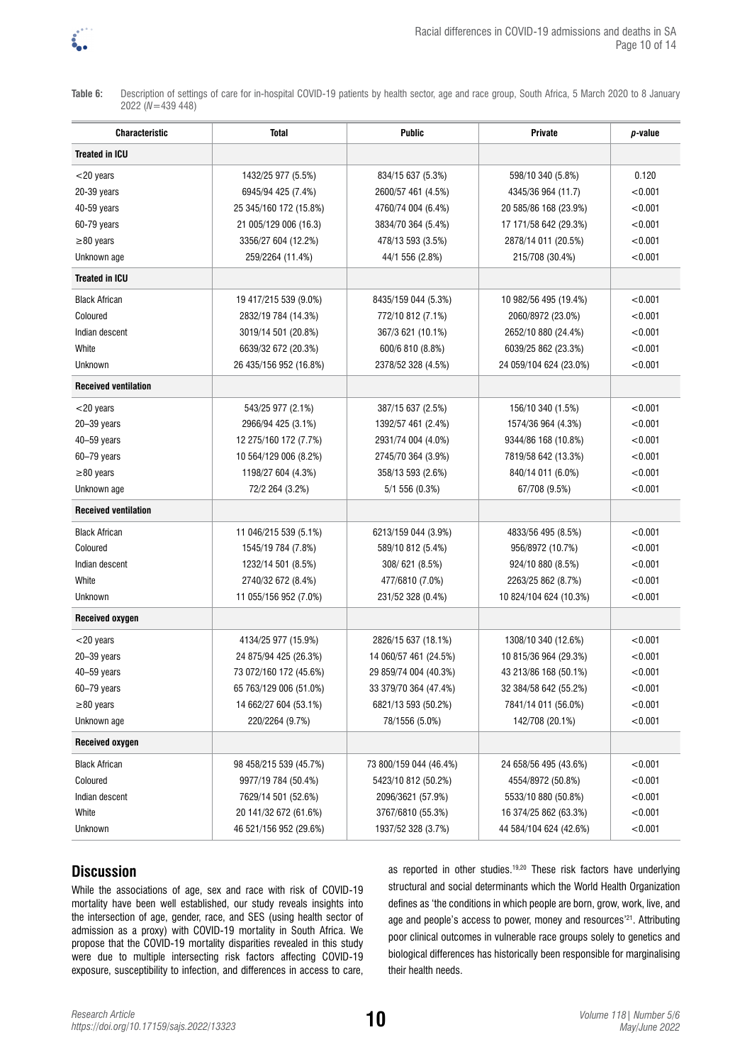**Table 6:** Description of settings of care for in-hospital COVID-19 patients by health sector, age and race group, South Africa, 5 March 2020 to 8 January 2022 ($N$=439 448)

| Characteristic | Total | Public | Private | *p*-value |
|---|---|---|---|---|
| **Treated in ICU** | | | | |
| <20 years | 1432/25 977 (5.5%) | 834/15 637 (5.3%) | 598/10 340 (5.8%) | 0.120 |
| 20-39 years | 6945/94 425 (7.4%) | 2600/57 461 (4.5%) | 4345/36 964 (11.7) | <0.001 |
| 40-59 years | 25 345/160 172 (15.8%) | 4760/74 004 (6.4%) | 20 585/86 168 (23.9%) | <0.001 |
| 60-79 years | 21 005/129 006 (16.3) | 3834/70 364 (5.4%) | 17 171/58 642 (29.3%) | <0.001 |
| ≥80 years | 3356/27 604 (12.2%) | 478/13 593 (3.5%) | 2878/14 011 (20.5%) | <0.001 |
| Unknown age | 259/2264 (11.4%) | 44/1 556 (2.8%) | 215/708 (30.4%) | <0.001 |
| **Treated in ICU** | | | | |
| Black African | 19 417/215 539 (9.0%) | 8435/159 044 (5.3%) | 10 982/56 495 (19.4%) | <0.001 |
| Coloured | 2832/19 784 (14.3%) | 772/10 812 (7.1%) | 2060/8972 (23.0%) | <0.001 |
| Indian descent | 3019/14 501 (20.8%) | 367/3 621 (10.1%) | 2652/10 880 (24.4%) | <0.001 |
| White | 6639/32 672 (20.3%) | 600/6 810 (8.8%) | 6039/25 862 (23.3%) | <0.001 |
| Unknown | 26 435/156 952 (16.8%) | 2378/52 328 (4.5%) | 24 059/104 624 (23.0%) | <0.001 |
| **Received ventilation** | | | | |
| <20 years | 543/25 977 (2.1%) | 387/15 637 (2.5%) | 156/10 340 (1.5%) | <0.001 |
| 20–39 years | 2966/94 425 (3.1%) | 1392/57 461 (2.4%) | 1574/36 964 (4.3%) | <0.001 |
| 40–59 years | 12 275/160 172 (7.7%) | 2931/74 004 (4.0%) | 9344/86 168 (10.8%) | <0.001 |
| 60–79 years | 10 564/129 006 (8.2%) | 2745/70 364 (3.9%) | 7819/58 642 (13.3%) | <0.001 |
| ≥80 years | 1198/27 604 (4.3%) | 358/13 593 (2.6%) | 840/14 011 (6.0%) | <0.001 |
| Unknown age | 72/2 264 (3.2%) | 5/1 556 (0.3%) | 67/708 (9.5%) | <0.001 |
| **Received ventilation** | | | | |
| Black African | 11 046/215 539 (5.1%) | 6213/159 044 (3.9%) | 4833/56 495 (8.5%) | <0.001 |
| Coloured | 1545/19 784 (7.8%) | 589/10 812 (5.4%) | 956/8972 (10.7%) | <0.001 |
| Indian descent | 1232/14 501 (8.5%) | 308/ 621 (8.5%) | 924/10 880 (8.5%) | <0.001 |
| White | 2740/32 672 (8.4%) | 477/6810 (7.0%) | 2263/25 862 (8.7%) | <0.001 |
| Unknown | 11 055/156 952 (7.0%) | 231/52 328 (0.4%) | 10 824/104 624 (10.3%) | <0.001 |
| **Received oxygen** | | | | |
| <20 years | 4134/25 977 (15.9%) | 2826/15 637 (18.1%) | 1308/10 340 (12.6%) | <0.001 |
| 20–39 years | 24 875/94 425 (26.3%) | 14 060/57 461 (24.5%) | 10 815/36 964 (29.3%) | <0.001 |
| 40–59 years | 73 072/160 172 (45.6%) | 29 859/74 004 (40.3%) | 43 213/86 168 (50.1%) | <0.001 |
| 60–79 years | 65 763/129 006 (51.0%) | 33 379/70 364 (47.4%) | 32 384/58 642 (55.2%) | <0.001 |
| ≥80 years | 14 662/27 604 (53.1%) | 6821/13 593 (50.2%) | 7841/14 011 (56.0%) | <0.001 |
| Unknown age | 220/2264 (9.7%) | 78/1556 (5.0%) | 142/708 (20.1%) | <0.001 |
| **Received oxygen** | | | | |
| Black African | 98 458/215 539 (45.7%) | 73 800/159 044 (46.4%) | 24 658/56 495 (43.6%) | <0.001 |
| Coloured | 9977/19 784 (50.4%) | 5423/10 812 (50.2%) | 4554/8972 (50.8%) | <0.001 |
| Indian descent | 7629/14 501 (52.6%) | 2096/3621 (57.9%) | 5533/10 880 (50.8%) | <0.001 |
| White | 20 141/32 672 (61.6%) | 3767/6810 (55.3%) | 16 374/25 862 (63.3%) | <0.001 |
| Unknown | 46 521/156 952 (29.6%) | 1937/52 328 (3.7%) | 44 584/104 624 (42.6%) | <0.001 |

## Discussion

While the associations of age, sex and race with risk of COVID-19 mortality have been well established, our study reveals insights into the intersection of age, gender, race, and SES (using health sector of admission as a proxy) with COVID-19 mortality in South Africa. We propose that the COVID-19 mortality disparities revealed in this study were due to multiple intersecting risk factors affecting COVID-19 exposure, susceptibility to infection, and differences in access to care, as reported in other studies.[19,20] These risk factors have underlying structural and social determinants which the World Health Organization defines as 'the conditions in which people are born, grow, work, live, and age and people's access to power, money and resources'[21]. Attributing poor clinical outcomes in vulnerable race groups solely to genetics and biological differences has historically been responsible for marginalising their health needs.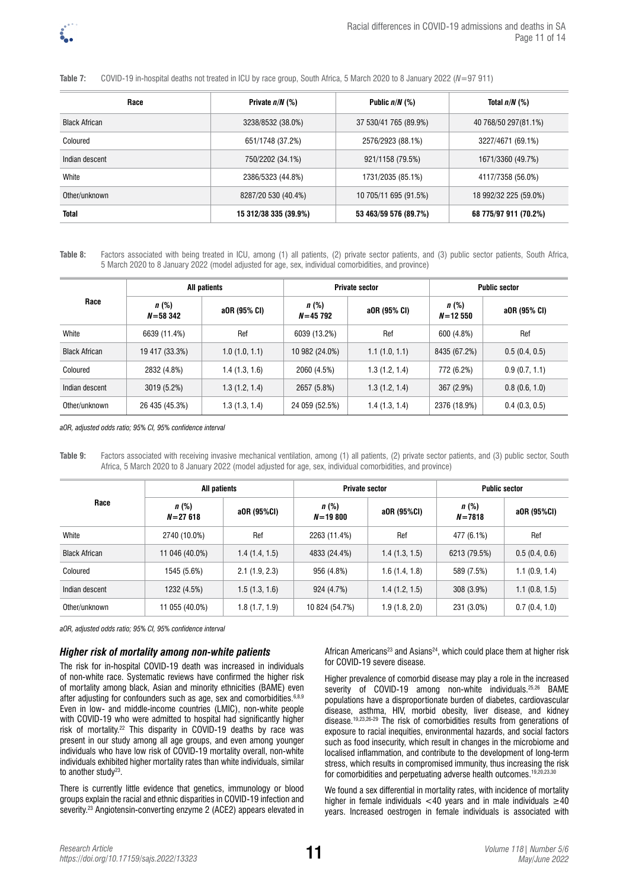**Table 7:** COVID-19 in-hospital deaths not treated in ICU by race group, South Africa, 5 March 2020 to 8 January 2022 (*N*=97 911)

| Race | Private *n/N* (%) | Public *n/N* (%) | Total *n/N* (%) |
|---|---|---|---|
| Black African | 3238/8532 (38.0%) | 37 530/41 765 (89.9%) | 40 768/50 297(81.1%) |
| Coloured | 651/1748 (37.2%) | 2576/2923 (88.1%) | 3227/4671 (69.1%) |
| Indian descent | 750/2202 (34.1%) | 921/1158 (79.5%) | 1671/3360 (49.7%) |
| White | 2386/5323 (44.8%) | 1731/2035 (85.1%) | 4117/7358 (56.0%) |
| Other/unknown | 8287/20 530 (40.4%) | 10 705/11 695 (91.5%) | 18 992/32 225 (59.0%) |
| **Total** | **15 312/38 335 (39.9%)** | **53 463/59 576 (89.7%)** | **68 775/97 911 (70.2%)** |

**Table 8:** Factors associated with being treated in ICU, among (1) all patients, (2) private sector patients, and (3) public sector patients, South Africa, 5 March 2020 to 8 January 2022 (model adjusted for age, sex, individual comorbidities, and province)

| Race | All patients | | Private sector | | Public sector | |
|---|---|---|---|---|---|---|
| | *n* (%) *N*=58 342 | aOR (95% CI) | *n* (%) *N*=45 792 | aOR (95% CI) | *n* (%) *N*=12 550 | aOR (95% CI) |
| White | 6639 (11.4%) | Ref | 6039 (13.2%) | Ref | 600 (4.8%) | Ref |
| Black African | 19 417 (33.3%) | 1.0 (1.0, 1.1) | 10 982 (24.0%) | 1.1 (1.0, 1.1) | 8435 (67.2%) | 0.5 (0.4, 0.5) |
| Coloured | 2832 (4.8%) | 1.4 (1.3, 1.6) | 2060 (4.5%) | 1.3 (1.2, 1.4) | 772 (6.2%) | 0.9 (0.7, 1.1) |
| Indian descent | 3019 (5.2%) | 1.3 (1.2, 1.4) | 2657 (5.8%) | 1.3 (1.2, 1.4) | 367 (2.9%) | 0.8 (0.6, 1.0) |
| Other/unknown | 26 435 (45.3%) | 1.3 (1.3, 1.4) | 24 059 (52.5%) | 1.4 (1.3, 1.4) | 2376 (18.9%) | 0.4 (0.3, 0.5) |

*aOR, adjusted odds ratio; 95% CI, 95% confidence interval*

**Table 9:** Factors associated with receiving invasive mechanical ventilation, among (1) all patients, (2) private sector patients, and (3) public sector, South Africa, 5 March 2020 to 8 January 2022 (model adjusted for age, sex, individual comorbidities, and province)

| Race | All patients | | Private sector | | Public sector | |
|---|---|---|---|---|---|---|
| | *n* (%) *N*=27 618 | aOR (95%CI) | *n* (%) *N*=19 800 | aOR (95%CI) | *n* (%) *N*=7818 | aOR (95%CI) |
| White | 2740 (10.0%) | Ref | 2263 (11.4%) | Ref | 477 (6.1%) | Ref |
| Black African | 11 046 (40.0%) | 1.4 (1.4, 1.5) | 4833 (24.4%) | 1.4 (1.3, 1.5) | 6213 (79.5%) | 0.5 (0.4, 0.6) |
| Coloured | 1545 (5.6%) | 2.1 (1.9, 2.3) | 956 (4.8%) | 1.6 (1.4, 1.8) | 589 (7.5%) | 1.1 (0.9, 1.4) |
| Indian descent | 1232 (4.5%) | 1.5 (1.3, 1.6) | 924 (4.7%) | 1.4 (1.2, 1.5) | 308 (3.9%) | 1.1 (0.8, 1.5) |
| Other/unknown | 11 055 (40.0%) | 1.8 (1.7, 1.9) | 10 824 (54.7%) | 1.9 (1.8, 2.0) | 231 (3.0%) | 0.7 (0.4, 1.0) |

*aOR, adjusted odds ratio; 95% CI, 95% confidence interval*

### Higher risk of mortality among non-white patients

The risk for in-hospital COVID-19 death was increased in individuals of non-white race. Systematic reviews have confirmed the higher risk of mortality among black, Asian and minority ethnicities (BAME) even after adjusting for confounders such as age, sex and comorbidities.[6,8,9] Even in low- and middle-income countries (LMIC), non-white people with COVID-19 who were admitted to hospital had significantly higher risk of mortality.[22] This disparity in COVID-19 deaths by race was present in our study among all age groups, and even among younger individuals who have low risk of COVID-19 mortality overall, non-white individuals exhibited higher mortality rates than white individuals, similar to another study[23].

There is currently little evidence that genetics, immunology or blood groups explain the racial and ethnic disparities in COVID-19 infection and severity.[23] Angiotensin-converting enzyme 2 (ACE2) appears elevated in African Americans[23] and Asians[24], which could place them at higher risk for COVID-19 severe disease.

Higher prevalence of comorbid disease may play a role in the increased severity of COVID-19 among non-white individuals.[25,26] BAME populations have a disproportionate burden of diabetes, cardiovascular disease, asthma, HIV, morbid obesity, liver disease, and kidney disease.[19,23,26-29] The risk of comorbidities results from generations of exposure to racial inequities, environmental hazards, and social factors such as food insecurity, which result in changes in the microbiome and localised inflammation, and contribute to the development of long-term stress, which results in compromised immunity, thus increasing the risk for comorbidities and perpetuating adverse health outcomes.[19,20,23,30]

We found a sex differential in mortality rates, with incidence of mortality higher in female individuals <40 years and in male individuals ≥40 years. Increased oestrogen in female individuals is associated with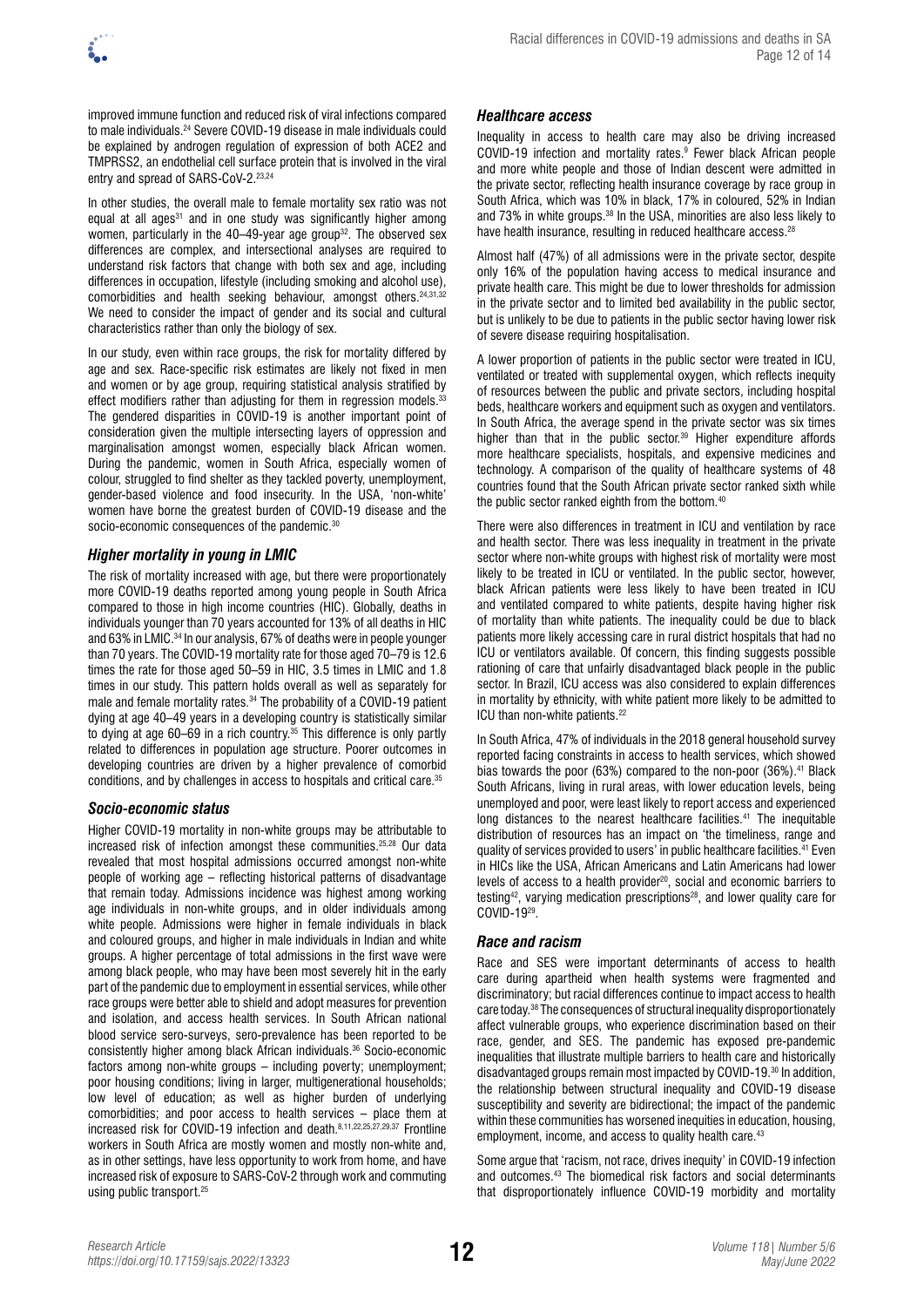improved immune function and reduced risk of viral infections compared to male individuals.[24] Severe COVID-19 disease in male individuals could be explained by androgen regulation of expression of both ACE2 and TMPRSS2, an endothelial cell surface protein that is involved in the viral entry and spread of SARS-CoV-2.[23,24]

In other studies, the overall male to female mortality sex ratio was not equal at all ages[31] and in one study was significantly higher among women, particularly in the 40–49-year age group[32]. The observed sex differences are complex, and intersectional analyses are required to understand risk factors that change with both sex and age, including differences in occupation, lifestyle (including smoking and alcohol use), comorbidities and health seeking behaviour, amongst others.[24,31,32] We need to consider the impact of gender and its social and cultural characteristics rather than only the biology of sex.

In our study, even within race groups, the risk for mortality differed by age and sex. Race-specific risk estimates are likely not fixed in men and women or by age group, requiring statistical analysis stratified by effect modifiers rather than adjusting for them in regression models.[33] The gendered disparities in COVID-19 is another important point of consideration given the multiple intersecting layers of oppression and marginalisation amongst women, especially black African women. During the pandemic, women in South Africa, especially women of colour, struggled to find shelter as they tackled poverty, unemployment, gender-based violence and food insecurity. In the USA, 'non-white' women have borne the greatest burden of COVID-19 disease and the socio-economic consequences of the pandemic.[30]

### *Higher mortality in young in LMIC*

The risk of mortality increased with age, but there were proportionately more COVID-19 deaths reported among young people in South Africa compared to those in high income countries (HIC). Globally, deaths in individuals younger than 70 years accounted for 13% of all deaths in HIC and 63% in LMIC.[34] In our analysis, 67% of deaths were in people younger than 70 years. The COVID-19 mortality rate for those aged 70–79 is 12.6 times the rate for those aged 50–59 in HIC, 3.5 times in LMIC and 1.8 times in our study. This pattern holds overall as well as separately for male and female mortality rates.[34] The probability of a COVID-19 patient dying at age 40–49 years in a developing country is statistically similar to dying at age 60–69 in a rich country.[35] This difference is only partly related to differences in population age structure. Poorer outcomes in developing countries are driven by a higher prevalence of comorbid conditions, and by challenges in access to hospitals and critical care.[35]

### *Socio-economic status*

Higher COVID-19 mortality in non-white groups may be attributable to increased risk of infection amongst these communities.[25,28] Our data revealed that most hospital admissions occurred amongst non-white people of working age – reflecting historical patterns of disadvantage that remain today. Admissions incidence was highest among working age individuals in non-white groups, and in older individuals among white people. Admissions were higher in female individuals in black and coloured groups, and higher in male individuals in Indian and white groups. A higher percentage of total admissions in the first wave were among black people, who may have been most severely hit in the early part of the pandemic due to employment in essential services, while other race groups were better able to shield and adopt measures for prevention and isolation, and access health services. In South African national blood service sero-surveys, sero-prevalence has been reported to be consistently higher among black African individuals.[36] Socio-economic factors among non-white groups – including poverty; unemployment; poor housing conditions; living in larger, multigenerational households; low level of education; as well as higher burden of underlying comorbidities; and poor access to health services – place them at increased risk for COVID-19 infection and death.[8,11,22,25,27,29,37] Frontline workers in South Africa are mostly women and mostly non-white and, as in other settings, have less opportunity to work from home, and have increased risk of exposure to SARS-CoV-2 through work and commuting using public transport.[25]

### *Healthcare access*

Inequality in access to health care may also be driving increased COVID-19 infection and mortality rates.[9] Fewer black African people and more white people and those of Indian descent were admitted in the private sector, reflecting health insurance coverage by race group in South Africa, which was 10% in black, 17% in coloured, 52% in Indian and 73% in white groups.[38] In the USA, minorities are also less likely to have health insurance, resulting in reduced healthcare access.[28]

Almost half (47%) of all admissions were in the private sector, despite only 16% of the population having access to medical insurance and private health care. This might be due to lower thresholds for admission in the private sector and to limited bed availability in the public sector, but is unlikely to be due to patients in the public sector having lower risk of severe disease requiring hospitalisation.

A lower proportion of patients in the public sector were treated in ICU, ventilated or treated with supplemental oxygen, which reflects inequity of resources between the public and private sectors, including hospital beds, healthcare workers and equipment such as oxygen and ventilators. In South Africa, the average spend in the private sector was six times higher than that in the public sector.[39] Higher expenditure affords more healthcare specialists, hospitals, and expensive medicines and technology. A comparison of the quality of healthcare systems of 48 countries found that the South African private sector ranked sixth while the public sector ranked eighth from the bottom.[40]

There were also differences in treatment in ICU and ventilation by race and health sector. There was less inequality in treatment in the private sector where non-white groups with highest risk of mortality were most likely to be treated in ICU or ventilated. In the public sector, however, black African patients were less likely to have been treated in ICU and ventilated compared to white patients, despite having higher risk of mortality than white patients. The inequality could be due to black patients more likely accessing care in rural district hospitals that had no ICU or ventilators available. Of concern, this finding suggests possible rationing of care that unfairly disadvantaged black people in the public sector. In Brazil, ICU access was also considered to explain differences in mortality by ethnicity, with white patient more likely to be admitted to ICU than non-white patients.[22]

In South Africa, 47% of individuals in the 2018 general household survey reported facing constraints in access to health services, which showed bias towards the poor (63%) compared to the non-poor (36%).[41] Black South Africans, living in rural areas, with lower education levels, being unemployed and poor, were least likely to report access and experienced long distances to the nearest healthcare facilities.[41] The inequitable distribution of resources has an impact on 'the timeliness, range and quality of services provided to users' in public healthcare facilities.[41] Even in HICs like the USA, African Americans and Latin Americans had lower levels of access to a health provider[20], social and economic barriers to testing[42], varying medication prescriptions[28], and lower quality care for COVID-19[29].

### *Race and racism*

Race and SES were important determinants of access to health care during apartheid when health systems were fragmented and discriminatory; but racial differences continue to impact access to health care today.[38] The consequences of structural inequality disproportionately affect vulnerable groups, who experience discrimination based on their race, gender, and SES. The pandemic has exposed pre-pandemic inequalities that illustrate multiple barriers to health care and historically disadvantaged groups remain most impacted by COVID-19.[30] In addition, the relationship between structural inequality and COVID-19 disease susceptibility and severity are bidirectional; the impact of the pandemic within these communities has worsened inequities in education, housing, employment, income, and access to quality health care.[43]

Some argue that 'racism, not race, drives inequity' in COVID-19 infection and outcomes.[43] The biomedical risk factors and social determinants that disproportionately influence COVID-19 morbidity and mortality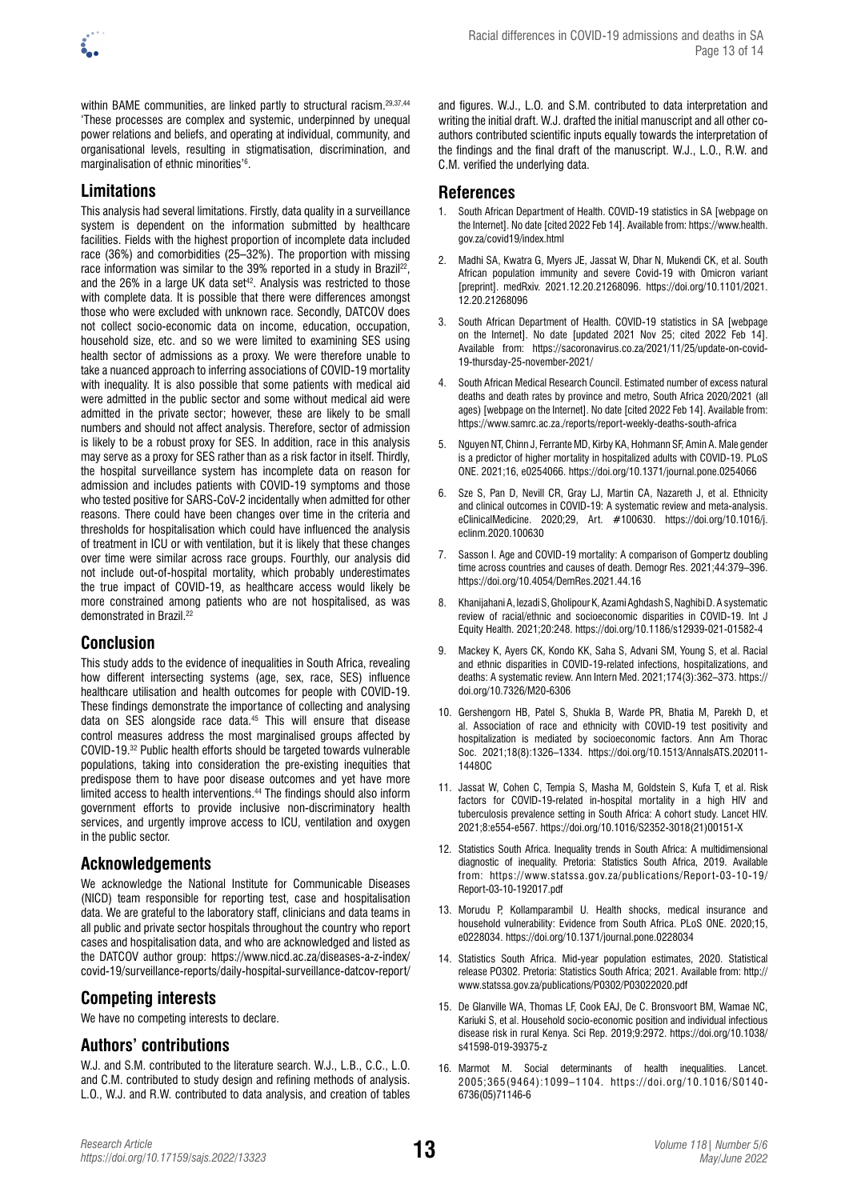within BAME communities, are linked partly to structural racism.[29,37,44] 'These processes are complex and systemic, underpinned by unequal power relations and beliefs, and operating at individual, community, and organisational levels, resulting in stigmatisation, discrimination, and marginalisation of ethnic minorities'[6].

## Limitations

This analysis had several limitations. Firstly, data quality in a surveillance system is dependent on the information submitted by healthcare facilities. Fields with the highest proportion of incomplete data included race (36%) and comorbidities (25–32%). The proportion with missing race information was similar to the 39% reported in a study in Brazil[22], and the 26% in a large UK data set[42]. Analysis was restricted to those with complete data. It is possible that there were differences amongst those who were excluded with unknown race. Secondly, DATCOV does not collect socio-economic data on income, education, occupation, household size, etc. and so we were limited to examining SES using health sector of admissions as a proxy. We were therefore unable to take a nuanced approach to inferring associations of COVID-19 mortality with inequality. It is also possible that some patients with medical aid were admitted in the public sector and some without medical aid were admitted in the private sector; however, these are likely to be small numbers and should not affect analysis. Therefore, sector of admission is likely to be a robust proxy for SES. In addition, race in this analysis may serve as a proxy for SES rather than as a risk factor in itself. Thirdly, the hospital surveillance system has incomplete data on reason for admission and includes patients with COVID-19 symptoms and those who tested positive for SARS-CoV-2 incidentally when admitted for other reasons. There could have been changes over time in the criteria and thresholds for hospitalisation which could have influenced the analysis of treatment in ICU or with ventilation, but it is likely that these changes over time were similar across race groups. Fourthly, our analysis did not include out-of-hospital mortality, which probably underestimates the true impact of COVID-19, as healthcare access would likely be more constrained among patients who are not hospitalised, as was demonstrated in Brazil.[22]

## Conclusion

This study adds to the evidence of inequalities in South Africa, revealing how different intersecting systems (age, sex, race, SES) influence healthcare utilisation and health outcomes for people with COVID-19. These findings demonstrate the importance of collecting and analysing data on SES alongside race data.[45] This will ensure that disease control measures address the most marginalised groups affected by COVID-19.[32] Public health efforts should be targeted towards vulnerable populations, taking into consideration the pre-existing inequities that predispose them to have poor disease outcomes and yet have more limited access to health interventions.[44] The findings should also inform government efforts to provide inclusive non-discriminatory health services, and urgently improve access to ICU, ventilation and oxygen in the public sector.

## Acknowledgements

We acknowledge the National Institute for Communicable Diseases (NICD) team responsible for reporting test, case and hospitalisation data. We are grateful to the laboratory staff, clinicians and data teams in all public and private sector hospitals throughout the country who report cases and hospitalisation data, and who are acknowledged and listed as the DATCOV author group: https://www.nicd.ac.za/diseases-a-z-index/covid-19/surveillance-reports/daily-hospital-surveillance-datcov-report/

## Competing interests

We have no competing interests to declare.

## Authors' contributions

W.J. and S.M. contributed to the literature search. W.J., L.B., C.C., L.O. and C.M. contributed to study design and refining methods of analysis. L.O., W.J. and R.W. contributed to data analysis, and creation of tables and figures. W.J., L.O. and S.M. contributed to data interpretation and writing the initial draft. W.J. drafted the initial manuscript and all other co-authors contributed scientific inputs equally towards the interpretation of the findings and the final draft of the manuscript. W.J., L.O., R.W. and C.M. verified the underlying data.

## References

1. South African Department of Health. COVID-19 statistics in SA [webpage on the Internet]. No date [cited 2022 Feb 14]. Available from: https://www.health.gov.za/covid19/index.html
2. Madhi SA, Kwatra G, Myers JE, Jassat W, Dhar N, Mukendi CK, et al. South African population immunity and severe Covid-19 with Omicron variant [preprint]. medRxiv. 2021.12.20.21268096. https://doi.org/10.1101/2021.12.20.21268096
3. South African Department of Health. COVID-19 statistics in SA [webpage on the Internet]. No date [updated 2021 Nov 25; cited 2022 Feb 14]. Available from: https://sacoronavirus.co.za/2021/11/25/update-on-covid-19-thursday-25-november-2021/
4. South African Medical Research Council. Estimated number of excess natural deaths and death rates by province and metro, South Africa 2020/2021 (all ages) [webpage on the Internet]. No date [cited 2022 Feb 14]. Available from: https://www.samrc.ac.za./reports/report-weekly-deaths-south-africa
5. Nguyen NT, Chinn J, Ferrante MD, Kirby KA, Hohmann SF, Amin A. Male gender is a predictor of higher mortality in hospitalized adults with COVID-19. PLoS ONE. 2021;16, e0254066. https://doi.org/10.1371/journal.pone.0254066
6. Sze S, Pan D, Nevill CR, Gray LJ, Martin CA, Nazareth J, et al. Ethnicity and clinical outcomes in COVID-19: A systematic review and meta-analysis. eClinicalMedicine. 2020;29, Art. #100630. https://doi.org/10.1016/j.eclinm.2020.100630
7. Sasson I. Age and COVID-19 mortality: A comparison of Gompertz doubling time across countries and causes of death. Demogr Res. 2021;44:379–396. https://doi.org/10.4054/DemRes.2021.44.16
8. Khanijahani A, Iezadi S, Gholipour K, Azami Aghdash S, Naghibi D. A systematic review of racial/ethnic and socioeconomic disparities in COVID-19. Int J Equity Health. 2021;20:248. https://doi.org/10.1186/s12939-021-01582-4
9. Mackey K, Ayers CK, Kondo KK, Saha S, Advani SM, Young S, et al. Racial and ethnic disparities in COVID-19-related infections, hospitalizations, and deaths: A systematic review. Ann Intern Med. 2021;174(3):362–373. https://doi.org/10.7326/M20-6306
10. Gershengorn HB, Patel S, Shukla B, Warde PR, Bhatia M, Parekh D, et al. Association of race and ethnicity with COVID-19 test positivity and hospitalization is mediated by socioeconomic factors. Ann Am Thorac Soc. 2021;18(8):1326–1334. https://doi.org/10.1513/AnnalsATS.202011-1448OC
11. Jassat W, Cohen C, Tempia S, Masha M, Goldstein S, Kufa T, et al. Risk factors for COVID-19-related in-hospital mortality in a high HIV and tuberculosis prevalence setting in South Africa: A cohort study. Lancet HIV. 2021;8:e554-e567. https://doi.org/10.1016/S2352-3018(21)00151-X
12. Statistics South Africa. Inequality trends in South Africa: A multidimensional diagnostic of inequality. Pretoria: Statistics South Africa, 2019. Available from: https://www.statssa.gov.za/publications/Report-03-10-19/Report-03-10-192017.pdf
13. Morudu P, Kollamparambil U. Health shocks, medical insurance and household vulnerability: Evidence from South Africa. PLoS ONE. 2020;15, e0228034. https://doi.org/10.1371/journal.pone.0228034
14. Statistics South Africa. Mid-year population estimates, 2020. Statistical release P0302. Pretoria: Statistics South Africa; 2021. Available from: http://www.statssa.gov.za/publications/P0302/P03022020.pdf
15. De Glanville WA, Thomas LF, Cook EAJ, De C. Bronsvoort BM, Wamae NC, Kariuki S, et al. Household socio-economic position and individual infectious disease risk in rural Kenya. Sci Rep. 2019;9:2972. https://doi.org/10.1038/s41598-019-39375-z
16. Marmot M. Social determinants of health inequalities. Lancet. 2005;365(9464):1099–1104. https://doi.org/10.1016/S0140-6736(05)71146-6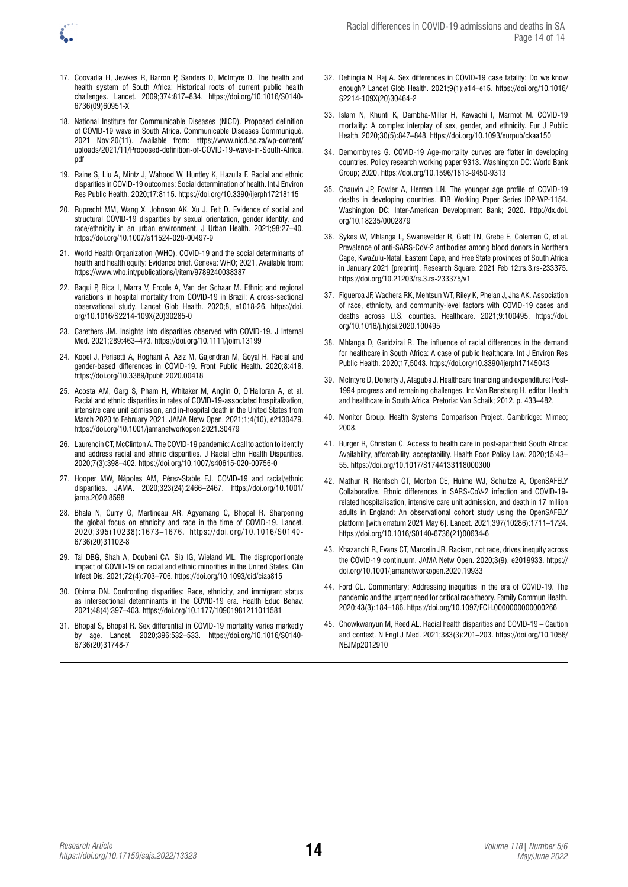17. Coovadia H, Jewkes R, Barron P, Sanders D, McIntyre D. The health and health system of South Africa: Historical roots of current public health challenges. Lancet. 2009;374:817–834. https://doi.org/10.1016/S0140-6736(09)60951-X

18. National Institute for Communicable Diseases (NICD). Proposed definition of COVID-19 wave in South Africa. Communicable Diseases Communiqué. 2021 Nov;20(11). Available from: https://www.nicd.ac.za/wp-content/uploads/2021/11/Proposed-definition-of-COVID-19-wave-in-South-Africa.pdf

19. Raine S, Liu A, Mintz J, Wahood W, Huntley K, Hazulla F. Racial and ethnic disparities in COVID-19 outcomes: Social determination of health. Int J Environ Res Public Health. 2020;17:8115. https://doi.org/10.3390/ijerph17218115

20. Ruprecht MM, Wang X, Johnson AK, Xu J, Felt D. Evidence of social and structural COVID-19 disparities by sexual orientation, gender identity, and race/ethnicity in an urban environment. J Urban Health. 2021;98:27–40. https://doi.org/10.1007/s11524-020-00497-9

21. World Health Organization (WHO). COVID-19 and the social determinants of health and health equity: Evidence brief. Geneva: WHO; 2021. Available from: https://www.who.int/publications/i/item/9789240038387

22. Baqui P, Bica I, Marra V, Ercole A, Van der Schaar M. Ethnic and regional variations in hospital mortality from COVID-19 in Brazil: A cross-sectional observational study. Lancet Glob Health. 2020;8, e1018-26. https://doi.org/10.1016/S2214-109X(20)30285-0

23. Carethers JM. Insights into disparities observed with COVID-19. J Internal Med. 2021;289:463–473. https://doi.org/10.1111/joim.13199

24. Kopel J, Perisetti A, Roghani A, Aziz M, Gajendran M, Goyal H. Racial and gender-based differences in COVID-19. Front Public Health. 2020;8:418. https://doi.org/10.3389/fpubh.2020.00418

25. Acosta AM, Garg S, Pham H, Whitaker M, Anglin O, O'Halloran A, et al. Racial and ethnic disparities in rates of COVID-19-associated hospitalization, intensive care unit admission, and in-hospital death in the United States from March 2020 to February 2021. JAMA Netw Open. 2021;1;4(10), e2130479. https://doi.org/10.1001/jamanetworkopen.2021.30479

26. Laurencin CT, McClinton A. The COVID-19 pandemic: A call to action to identify and address racial and ethnic disparities. J Racial Ethn Health Disparities. 2020;7(3):398–402. https://doi.org/10.1007/s40615-020-00756-0

27. Hooper MW, Nápoles AM, Pérez-Stable EJ. COVID-19 and racial/ethnic disparities. JAMA. 2020;323(24):2466–2467. https://doi.org/10.1001/jama.2020.8598

28. Bhala N, Curry G, Martineau AR, Agyemang C, Bhopal R. Sharpening the global focus on ethnicity and race in the time of COVID-19. Lancet. 2020;395(10238):1673–1676. https://doi.org/10.1016/S0140-6736(20)31102-8

29. Tai DBG, Shah A, Doubeni CA, Sia IG, Wieland ML. The disproportionate impact of COVID-19 on racial and ethnic minorities in the United States. Clin Infect Dis. 2021;72(4):703–706. https://doi.org/10.1093/cid/ciaa815

30. Obinna DN. Confronting disparities: Race, ethnicity, and immigrant status as intersectional determinants in the COVID-19 era. Health Educ Behav. 2021;48(4):397–403. https://doi.org/10.1177/10901981211011581

31. Bhopal S, Bhopal R. Sex differential in COVID-19 mortality varies markedly by age. Lancet. 2020;396:532–533. https://doi.org/10.1016/S0140-6736(20)31748-7

32. Dehingia N, Raj A. Sex differences in COVID-19 case fatality: Do we know enough? Lancet Glob Health. 2021;9(1):e14–e15. https://doi.org/10.1016/S2214-109X(20)30464-2

33. Islam N, Khunti K, Dambha-Miller H, Kawachi I, Marmot M. COVID-19 mortality: A complex interplay of sex, gender, and ethnicity. Eur J Public Health. 2020;30(5):847–848. https://doi.org/10.1093/eurpub/ckaa150

34. Demombynes G. COVID-19 Age-mortality curves are flatter in developing countries. Policy research working paper 9313. Washington DC: World Bank Group; 2020. https://doi.org/10.1596/1813-9450-9313

35. Chauvin JP, Fowler A, Herrera LN. The younger age profile of COVID-19 deaths in developing countries. IDB Working Paper Series IDP-WP-1154. Washington DC: Inter-American Development Bank; 2020. http://dx.doi.org/10.18235/0002879

36. Sykes W, Mhlanga L, Swanevelder R, Glatt TN, Grebe E, Coleman C, et al. Prevalence of anti-SARS-CoV-2 antibodies among blood donors in Northern Cape, KwaZulu-Natal, Eastern Cape, and Free State provinces of South Africa in January 2021 [preprint]. Research Square. 2021 Feb 12:rs.3.rs-233375. https://doi.org/10.21203/rs.3.rs-233375/v1

37. Figueroa JF, Wadhera RK, Mehtsun WT, Riley K, Phelan J, Jha AK. Association of race, ethnicity, and community-level factors with COVID-19 cases and deaths across U.S. counties. Healthcare. 2021;9:100495. https://doi.org/10.1016/j.hjdsi.2020.100495

38. Mhlanga D, Garidzirai R. The influence of racial differences in the demand for healthcare in South Africa: A case of public healthcare. Int J Environ Res Public Health. 2020;17,5043. https://doi.org/10.3390/ijerph17145043

39. McIntyre D, Doherty J, Ataguba J. Healthcare financing and expenditure: Post-1994 progress and remaining challenges. In: Van Rensburg H, editor. Health and healthcare in South Africa. Pretoria: Van Schaik; 2012. p. 433–482.

40. Monitor Group. Health Systems Comparison Project. Cambridge: Mimeo; 2008.

41. Burger R, Christian C. Access to health care in post-apartheid South Africa: Availability, affordability, acceptability. Health Econ Policy Law. 2020;15:43–55. https://doi.org/10.1017/S1744133118000300

42. Mathur R, Rentsch CT, Morton CE, Hulme WJ, Schultze A, OpenSAFELY Collaborative. Ethnic differences in SARS-CoV-2 infection and COVID-19-related hospitalisation, intensive care unit admission, and death in 17 million adults in England: An observational cohort study using the OpenSAFELY platform [with erratum 2021 May 6]. Lancet. 2021;397(10286):1711–1724. https://doi.org/10.1016/S0140-6736(21)00634-6

43. Khazanchi R, Evans CT, Marcelin JR. Racism, not race, drives inequity across the COVID-19 continuum. JAMA Netw Open. 2020;3(9), e2019933. https://doi.org/10.1001/jamanetworkopen.2020.19933

44. Ford CL. Commentary: Addressing inequities in the era of COVID-19. The pandemic and the urgent need for critical race theory. Family Commun Health. 2020;43(3):184–186. https://doi.org/10.1097/FCH.0000000000000266

45. Chowkwanyun M, Reed AL. Racial health disparities and COVID-19 – Caution and context. N Engl J Med. 2021;383(3):201–203. https://doi.org/10.1056/NEJMp2012910